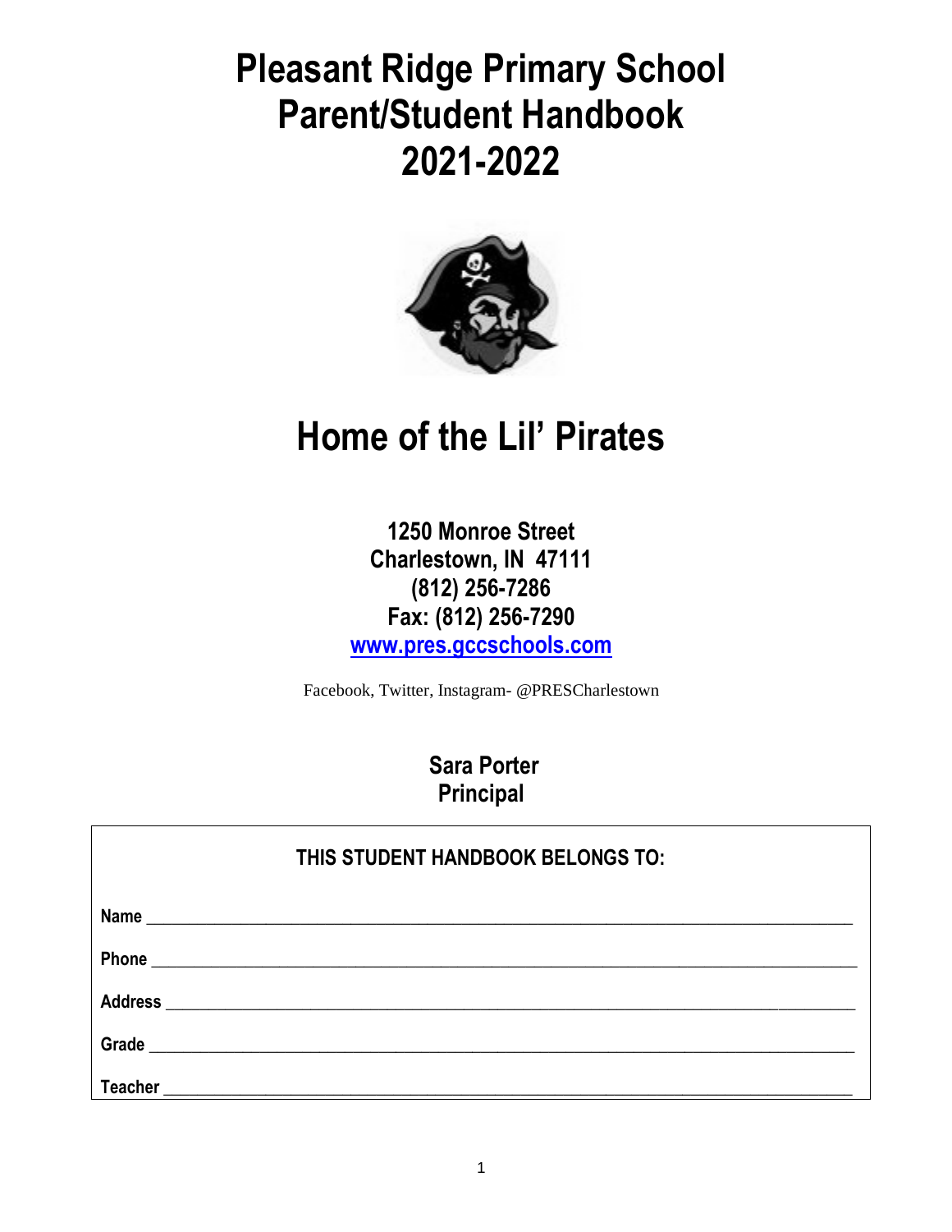# Pleasant Ridge Primary School Parent/Student Handbook 2021-2022

## Home of the Lil' Pirates

**1250 Monroe Street**
**Charlestown, IN 47111**
**(812) 256-7286**
**Fax: (812) 256-7290**
**www.pres.gccschools.com**

Facebook, Twitter, Instagram- @PRESCharlestown

**Sara Porter**
**Principal**

| THIS STUDENT HANDBOOK BELONGS TO: |
|---|
| **Name** ________________________________ |
| **Phone** ________________________________ |
| **Address** ________________________________ |
| **Grade** ________________________________ |
| **Teacher** ________________________________ |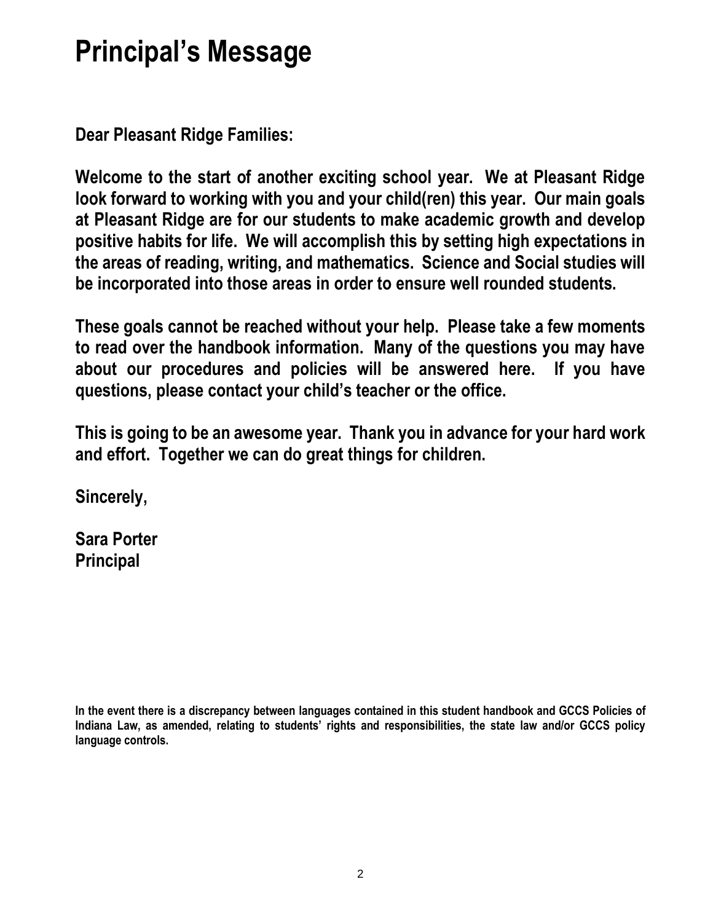# Principal's Message

**Dear Pleasant Ridge Families:**

**Welcome to the start of another exciting school year. We at Pleasant Ridge look forward to working with you and your child(ren) this year. Our main goals at Pleasant Ridge are for our students to make academic growth and develop positive habits for life. We will accomplish this by setting high expectations in the areas of reading, writing, and mathematics. Science and Social studies will be incorporated into those areas in order to ensure well rounded students.**

**These goals cannot be reached without your help. Please take a few moments to read over the handbook information. Many of the questions you may have about our procedures and policies will be answered here. If you have questions, please contact your child's teacher or the office.**

**This is going to be an awesome year. Thank you in advance for your hard work and effort. Together we can do great things for children.**

**Sincerely,**

**Sara Porter**
**Principal**

**In the event there is a discrepancy between languages contained in this student handbook and GCCS Policies of Indiana Law, as amended, relating to students' rights and responsibilities, the state law and/or GCCS policy language controls.**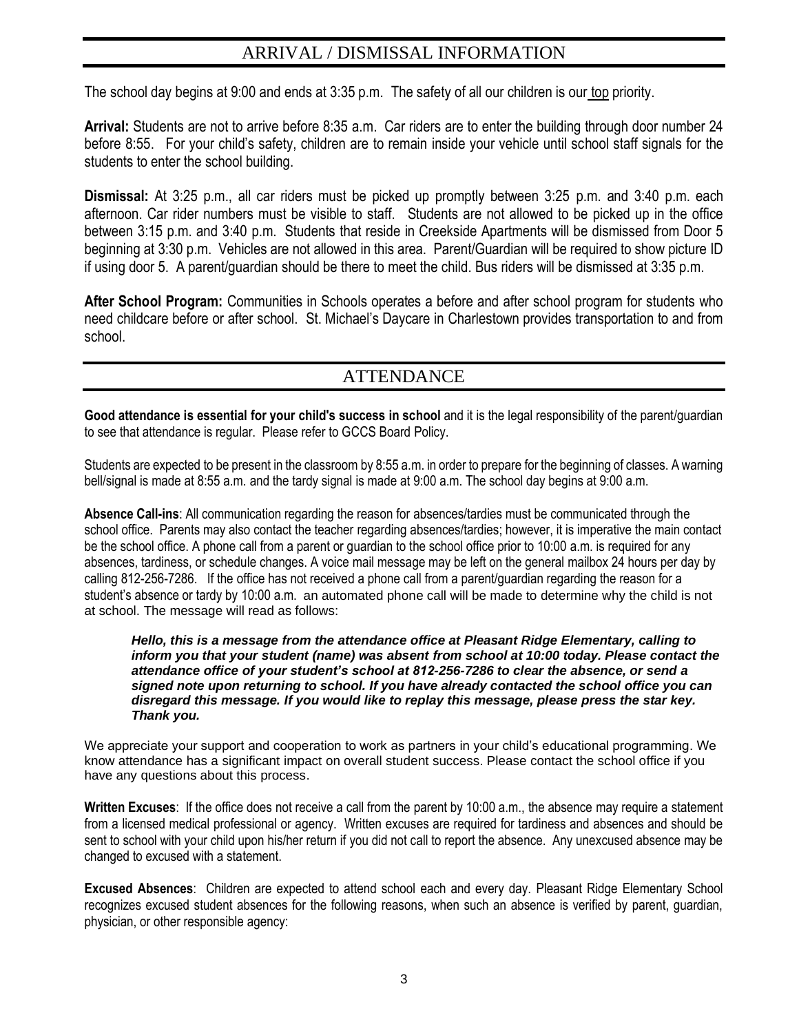## ARRIVAL / DISMISSAL INFORMATION

The school day begins at 9:00 and ends at 3:35 p.m. The safety of all our children is our top priority.

**Arrival:** Students are not to arrive before 8:35 a.m. Car riders are to enter the building through door number 24 before 8:55. For your child's safety, children are to remain inside your vehicle until school staff signals for the students to enter the school building.

**Dismissal:** At 3:25 p.m., all car riders must be picked up promptly between 3:25 p.m. and 3:40 p.m. each afternoon. Car rider numbers must be visible to staff. Students are not allowed to be picked up in the office between 3:15 p.m. and 3:40 p.m. Students that reside in Creekside Apartments will be dismissed from Door 5 beginning at 3:30 p.m. Vehicles are not allowed in this area. Parent/Guardian will be required to show picture ID if using door 5. A parent/guardian should be there to meet the child. Bus riders will be dismissed at 3:35 p.m.

**After School Program:** Communities in Schools operates a before and after school program for students who need childcare before or after school. St. Michael's Daycare in Charlestown provides transportation to and from school.

## ATTENDANCE

**Good attendance is essential for your child's success in school** and it is the legal responsibility of the parent/guardian to see that attendance is regular. Please refer to GCCS Board Policy.

Students are expected to be present in the classroom by 8:55 a.m. in order to prepare for the beginning of classes. A warning bell/signal is made at 8:55 a.m. and the tardy signal is made at 9:00 a.m. The school day begins at 9:00 a.m.

**Absence Call-ins**: All communication regarding the reason for absences/tardies must be communicated through the school office. Parents may also contact the teacher regarding absences/tardies; however, it is imperative the main contact be the school office. A phone call from a parent or guardian to the school office prior to 10:00 a.m. is required for any absences, tardiness, or schedule changes. A voice mail message may be left on the general mailbox 24 hours per day by calling 812-256-7286. If the office has not received a phone call from a parent/guardian regarding the reason for a student's absence or tardy by 10:00 a.m. an automated phone call will be made to determine why the child is not at school. The message will read as follows:

> ***Hello, this is a message from the attendance office at Pleasant Ridge Elementary, calling to inform you that your student (name) was absent from school at 10:00 today. Please contact the attendance office of your student's school at 812-256-7286 to clear the absence, or send a signed note upon returning to school. If you have already contacted the school office you can disregard this message. If you would like to replay this message, please press the star key. Thank you.***

We appreciate your support and cooperation to work as partners in your child's educational programming. We know attendance has a significant impact on overall student success. Please contact the school office if you have any questions about this process.

**Written Excuses**: If the office does not receive a call from the parent by 10:00 a.m., the absence may require a statement from a licensed medical professional or agency. Written excuses are required for tardiness and absences and should be sent to school with your child upon his/her return if you did not call to report the absence. Any unexcused absence may be changed to excused with a statement.

**Excused Absences**: Children are expected to attend school each and every day. Pleasant Ridge Elementary School recognizes excused student absences for the following reasons, when such an absence is verified by parent, guardian, physician, or other responsible agency: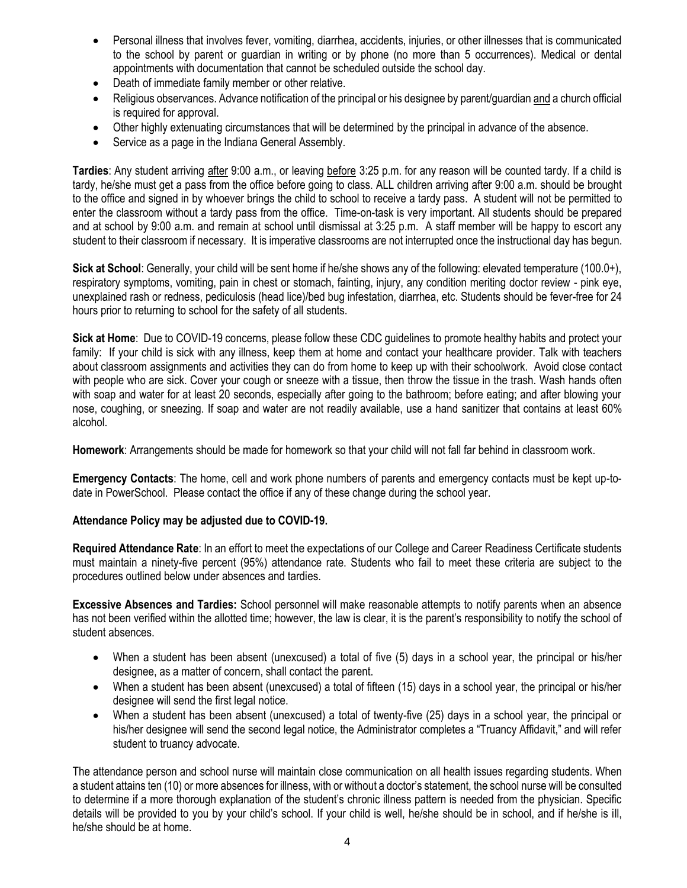- Personal illness that involves fever, vomiting, diarrhea, accidents, injuries, or other illnesses that is communicated to the school by parent or guardian in writing or by phone (no more than 5 occurrences). Medical or dental appointments with documentation that cannot be scheduled outside the school day.
- Death of immediate family member or other relative.
- Religious observances. Advance notification of the principal or his designee by parent/guardian and a church official is required for approval.
- Other highly extenuating circumstances that will be determined by the principal in advance of the absence.
- Service as a page in the Indiana General Assembly.

**Tardies**: Any student arriving after 9:00 a.m., or leaving before 3:25 p.m. for any reason will be counted tardy. If a child is tardy, he/she must get a pass from the office before going to class. ALL children arriving after 9:00 a.m. should be brought to the office and signed in by whoever brings the child to school to receive a tardy pass. A student will not be permitted to enter the classroom without a tardy pass from the office. Time-on-task is very important. All students should be prepared and at school by 9:00 a.m. and remain at school until dismissal at 3:25 p.m. A staff member will be happy to escort any student to their classroom if necessary. It is imperative classrooms are not interrupted once the instructional day has begun.

**Sick at School**: Generally, your child will be sent home if he/she shows any of the following: elevated temperature (100.0+), respiratory symptoms, vomiting, pain in chest or stomach, fainting, injury, any condition meriting doctor review - pink eye, unexplained rash or redness, pediculosis (head lice)/bed bug infestation, diarrhea, etc. Students should be fever-free for 24 hours prior to returning to school for the safety of all students.

**Sick at Home**: Due to COVID-19 concerns, please follow these CDC guidelines to promote healthy habits and protect your family: If your child is sick with any illness, keep them at home and contact your healthcare provider. Talk with teachers about classroom assignments and activities they can do from home to keep up with their schoolwork. Avoid close contact with people who are sick. Cover your cough or sneeze with a tissue, then throw the tissue in the trash. Wash hands often with soap and water for at least 20 seconds, especially after going to the bathroom; before eating; and after blowing your nose, coughing, or sneezing. If soap and water are not readily available, use a hand sanitizer that contains at least 60% alcohol.

**Homework**: Arrangements should be made for homework so that your child will not fall far behind in classroom work.

**Emergency Contacts**: The home, cell and work phone numbers of parents and emergency contacts must be kept up-to-date in PowerSchool. Please contact the office if any of these change during the school year.

**Attendance Policy may be adjusted due to COVID-19.**

**Required Attendance Rate**: In an effort to meet the expectations of our College and Career Readiness Certificate students must maintain a ninety-five percent (95%) attendance rate. Students who fail to meet these criteria are subject to the procedures outlined below under absences and tardies.

**Excessive Absences and Tardies:** School personnel will make reasonable attempts to notify parents when an absence has not been verified within the allotted time; however, the law is clear, it is the parent's responsibility to notify the school of student absences.

- When a student has been absent (unexcused) a total of five (5) days in a school year, the principal or his/her designee, as a matter of concern, shall contact the parent.
- When a student has been absent (unexcused) a total of fifteen (15) days in a school year, the principal or his/her designee will send the first legal notice.
- When a student has been absent (unexcused) a total of twenty-five (25) days in a school year, the principal or his/her designee will send the second legal notice, the Administrator completes a "Truancy Affidavit," and will refer student to truancy advocate.

The attendance person and school nurse will maintain close communication on all health issues regarding students. When a student attains ten (10) or more absences for illness, with or without a doctor's statement, the school nurse will be consulted to determine if a more thorough explanation of the student's chronic illness pattern is needed from the physician. Specific details will be provided to you by your child's school. If your child is well, he/she should be in school, and if he/she is ill, he/she should be at home.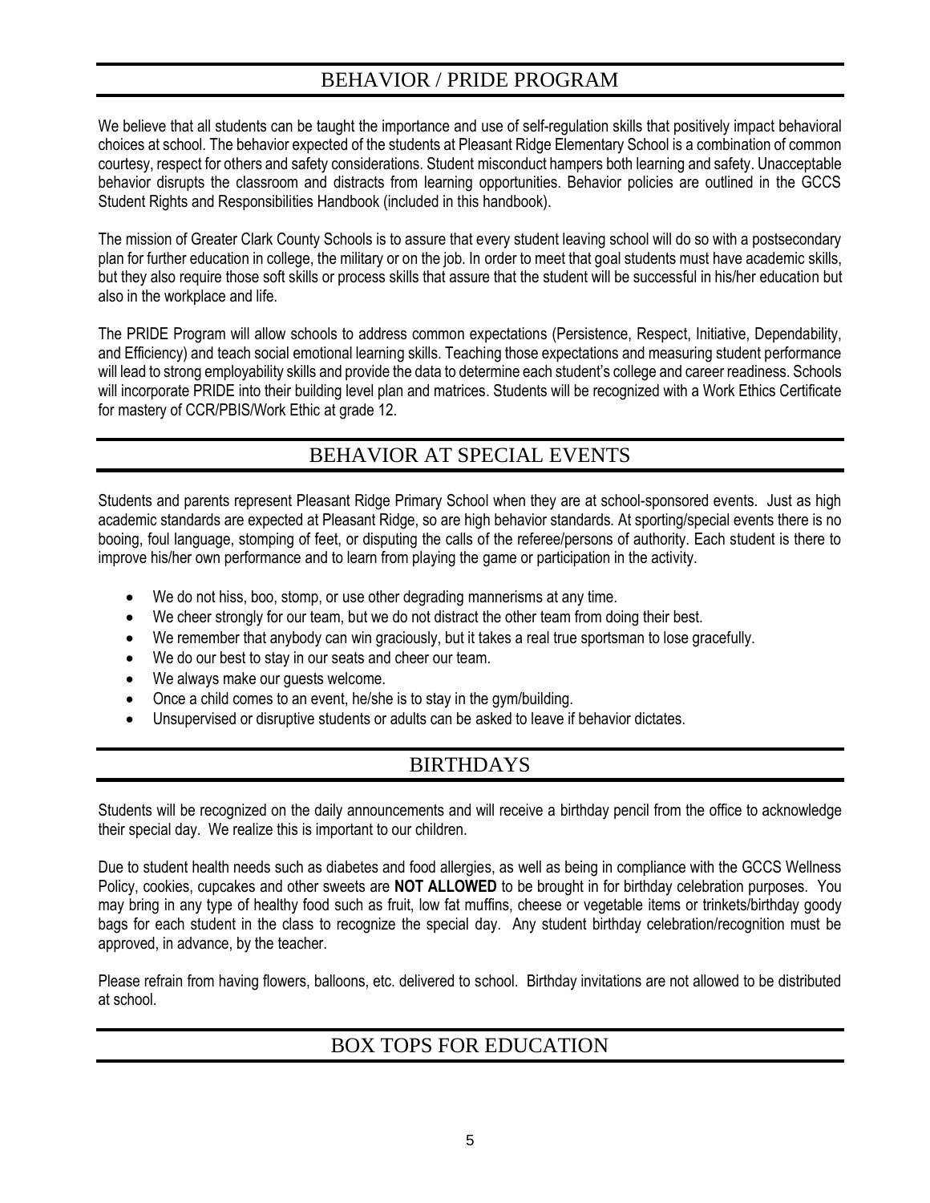## BEHAVIOR / PRIDE PROGRAM

We believe that all students can be taught the importance and use of self-regulation skills that positively impact behavioral choices at school. The behavior expected of the students at Pleasant Ridge Elementary School is a combination of common courtesy, respect for others and safety considerations. Student misconduct hampers both learning and safety. Unacceptable behavior disrupts the classroom and distracts from learning opportunities. Behavior policies are outlined in the GCCS Student Rights and Responsibilities Handbook (included in this handbook).

The mission of Greater Clark County Schools is to assure that every student leaving school will do so with a postsecondary plan for further education in college, the military or on the job. In order to meet that goal students must have academic skills, but they also require those soft skills or process skills that assure that the student will be successful in his/her education but also in the workplace and life.

The PRIDE Program will allow schools to address common expectations (Persistence, Respect, Initiative, Dependability, and Efficiency) and teach social emotional learning skills. Teaching those expectations and measuring student performance will lead to strong employability skills and provide the data to determine each student's college and career readiness. Schools will incorporate PRIDE into their building level plan and matrices. Students will be recognized with a Work Ethics Certificate for mastery of CCR/PBIS/Work Ethic at grade 12.

## BEHAVIOR AT SPECIAL EVENTS

Students and parents represent Pleasant Ridge Primary School when they are at school-sponsored events. Just as high academic standards are expected at Pleasant Ridge, so are high behavior standards. At sporting/special events there is no booing, foul language, stomping of feet, or disputing the calls of the referee/persons of authority. Each student is there to improve his/her own performance and to learn from playing the game or participation in the activity.

- We do not hiss, boo, stomp, or use other degrading mannerisms at any time.
- We cheer strongly for our team, but we do not distract the other team from doing their best.
- We remember that anybody can win graciously, but it takes a real true sportsman to lose gracefully.
- We do our best to stay in our seats and cheer our team.
- We always make our guests welcome.
- Once a child comes to an event, he/she is to stay in the gym/building.
- Unsupervised or disruptive students or adults can be asked to leave if behavior dictates.

## BIRTHDAYS

Students will be recognized on the daily announcements and will receive a birthday pencil from the office to acknowledge their special day. We realize this is important to our children.

Due to student health needs such as diabetes and food allergies, as well as being in compliance with the GCCS Wellness Policy, cookies, cupcakes and other sweets are **NOT ALLOWED** to be brought in for birthday celebration purposes. You may bring in any type of healthy food such as fruit, low fat muffins, cheese or vegetable items or trinkets/birthday goody bags for each student in the class to recognize the special day. Any student birthday celebration/recognition must be approved, in advance, by the teacher.

Please refrain from having flowers, balloons, etc. delivered to school. Birthday invitations are not allowed to be distributed at school.

## BOX TOPS FOR EDUCATION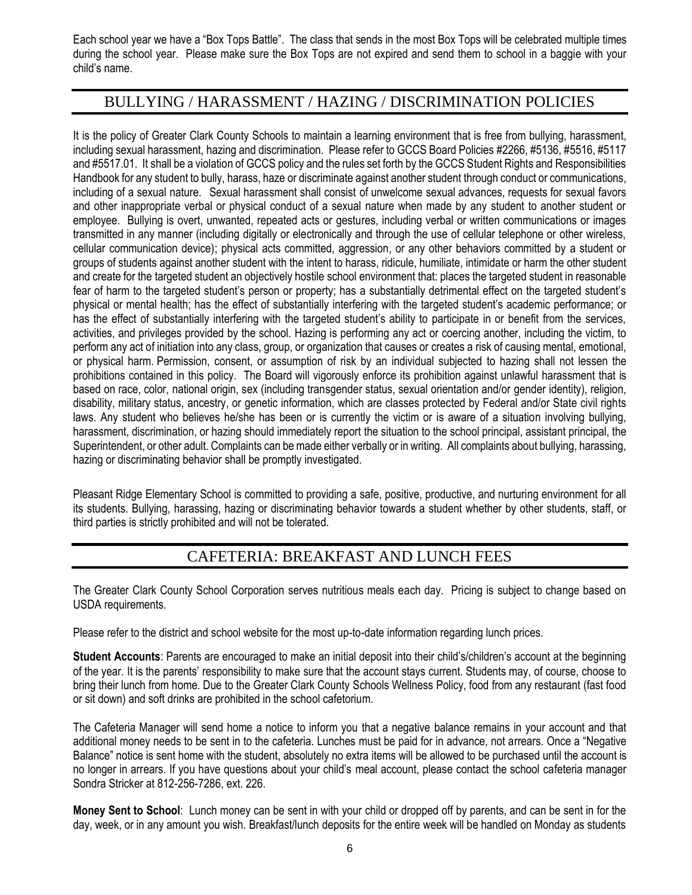Each school year we have a "Box Tops Battle". The class that sends in the most Box Tops will be celebrated multiple times during the school year. Please make sure the Box Tops are not expired and send them to school in a baggie with your child's name.

## BULLYING / HARASSMENT / HAZING / DISCRIMINATION POLICIES

It is the policy of Greater Clark County Schools to maintain a learning environment that is free from bullying, harassment, including sexual harassment, hazing and discrimination. Please refer to GCCS Board Policies #2266, #5136, #5516, #5117 and #5517.01. It shall be a violation of GCCS policy and the rules set forth by the GCCS Student Rights and Responsibilities Handbook for any student to bully, harass, haze or discriminate against another student through conduct or communications, including of a sexual nature. Sexual harassment shall consist of unwelcome sexual advances, requests for sexual favors and other inappropriate verbal or physical conduct of a sexual nature when made by any student to another student or employee. Bullying is overt, unwanted, repeated acts or gestures, including verbal or written communications or images transmitted in any manner (including digitally or electronically and through the use of cellular telephone or other wireless, cellular communication device); physical acts committed, aggression, or any other behaviors committed by a student or groups of students against another student with the intent to harass, ridicule, humiliate, intimidate or harm the other student and create for the targeted student an objectively hostile school environment that: places the targeted student in reasonable fear of harm to the targeted student's person or property; has a substantially detrimental effect on the targeted student's physical or mental health; has the effect of substantially interfering with the targeted student's academic performance; or has the effect of substantially interfering with the targeted student's ability to participate in or benefit from the services, activities, and privileges provided by the school. Hazing is performing any act or coercing another, including the victim, to perform any act of initiation into any class, group, or organization that causes or creates a risk of causing mental, emotional, or physical harm. Permission, consent, or assumption of risk by an individual subjected to hazing shall not lessen the prohibitions contained in this policy. The Board will vigorously enforce its prohibition against unlawful harassment that is based on race, color, national origin, sex (including transgender status, sexual orientation and/or gender identity), religion, disability, military status, ancestry, or genetic information, which are classes protected by Federal and/or State civil rights laws. Any student who believes he/she has been or is currently the victim or is aware of a situation involving bullying, harassment, discrimination, or hazing should immediately report the situation to the school principal, assistant principal, the Superintendent, or other adult. Complaints can be made either verbally or in writing. All complaints about bullying, harassing, hazing or discriminating behavior shall be promptly investigated.

Pleasant Ridge Elementary School is committed to providing a safe, positive, productive, and nurturing environment for all its students. Bullying, harassing, hazing or discriminating behavior towards a student whether by other students, staff, or third parties is strictly prohibited and will not be tolerated.

## CAFETERIA: BREAKFAST AND LUNCH FEES

The Greater Clark County School Corporation serves nutritious meals each day. Pricing is subject to change based on USDA requirements.

Please refer to the district and school website for the most up-to-date information regarding lunch prices.

**Student Accounts**: Parents are encouraged to make an initial deposit into their child's/children's account at the beginning of the year. It is the parents' responsibility to make sure that the account stays current. Students may, of course, choose to bring their lunch from home. Due to the Greater Clark County Schools Wellness Policy, food from any restaurant (fast food or sit down) and soft drinks are prohibited in the school cafetorium.

The Cafeteria Manager will send home a notice to inform you that a negative balance remains in your account and that additional money needs to be sent in to the cafeteria. Lunches must be paid for in advance, not arrears. Once a "Negative Balance" notice is sent home with the student, absolutely no extra items will be allowed to be purchased until the account is no longer in arrears. If you have questions about your child's meal account, please contact the school cafeteria manager Sondra Stricker at 812-256-7286, ext. 226.

**Money Sent to School**: Lunch money can be sent in with your child or dropped off by parents, and can be sent in for the day, week, or in any amount you wish. Breakfast/lunch deposits for the entire week will be handled on Monday as students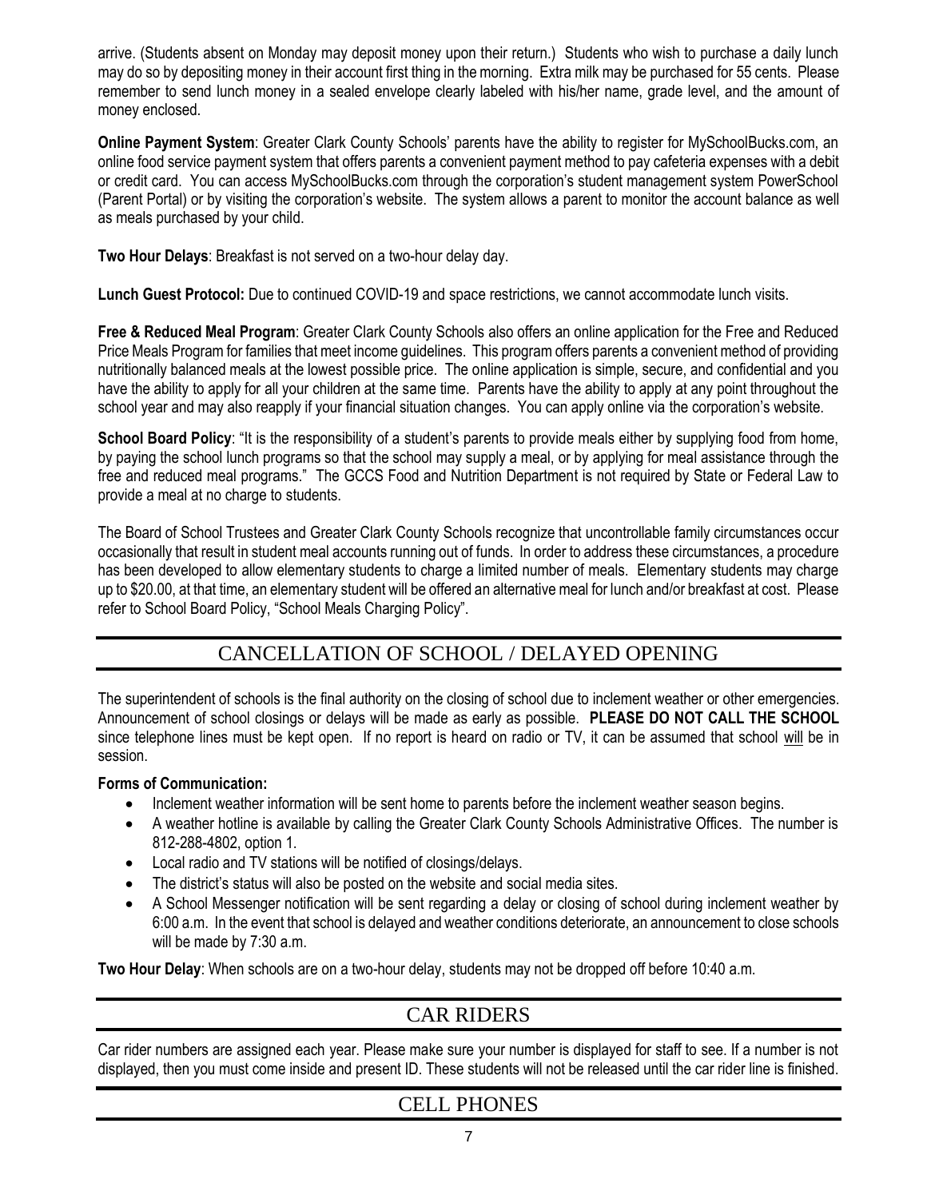arrive. (Students absent on Monday may deposit money upon their return.) Students who wish to purchase a daily lunch may do so by depositing money in their account first thing in the morning. Extra milk may be purchased for 55 cents. Please remember to send lunch money in a sealed envelope clearly labeled with his/her name, grade level, and the amount of money enclosed.

**Online Payment System**: Greater Clark County Schools' parents have the ability to register for MySchoolBucks.com, an online food service payment system that offers parents a convenient payment method to pay cafeteria expenses with a debit or credit card. You can access MySchoolBucks.com through the corporation's student management system PowerSchool (Parent Portal) or by visiting the corporation's website. The system allows a parent to monitor the account balance as well as meals purchased by your child.

**Two Hour Delays**: Breakfast is not served on a two-hour delay day.

**Lunch Guest Protocol:** Due to continued COVID-19 and space restrictions, we cannot accommodate lunch visits.

**Free & Reduced Meal Program**: Greater Clark County Schools also offers an online application for the Free and Reduced Price Meals Program for families that meet income guidelines. This program offers parents a convenient method of providing nutritionally balanced meals at the lowest possible price. The online application is simple, secure, and confidential and you have the ability to apply for all your children at the same time. Parents have the ability to apply at any point throughout the school year and may also reapply if your financial situation changes. You can apply online via the corporation's website.

**School Board Policy**: "It is the responsibility of a student's parents to provide meals either by supplying food from home, by paying the school lunch programs so that the school may supply a meal, or by applying for meal assistance through the free and reduced meal programs." The GCCS Food and Nutrition Department is not required by State or Federal Law to provide a meal at no charge to students.

The Board of School Trustees and Greater Clark County Schools recognize that uncontrollable family circumstances occur occasionally that result in student meal accounts running out of funds. In order to address these circumstances, a procedure has been developed to allow elementary students to charge a limited number of meals. Elementary students may charge up to $20.00, at that time, an elementary student will be offered an alternative meal for lunch and/or breakfast at cost. Please refer to School Board Policy, "School Meals Charging Policy".

## CANCELLATION OF SCHOOL / DELAYED OPENING

The superintendent of schools is the final authority on the closing of school due to inclement weather or other emergencies. Announcement of school closings or delays will be made as early as possible. **PLEASE DO NOT CALL THE SCHOOL** since telephone lines must be kept open. If no report is heard on radio or TV, it can be assumed that school will be in session.

**Forms of Communication:**

- Inclement weather information will be sent home to parents before the inclement weather season begins.
- A weather hotline is available by calling the Greater Clark County Schools Administrative Offices. The number is 812-288-4802, option 1.
- Local radio and TV stations will be notified of closings/delays.
- The district's status will also be posted on the website and social media sites.
- A School Messenger notification will be sent regarding a delay or closing of school during inclement weather by 6:00 a.m. In the event that school is delayed and weather conditions deteriorate, an announcement to close schools will be made by 7:30 a.m.

**Two Hour Delay**: When schools are on a two-hour delay, students may not be dropped off before 10:40 a.m.

## CAR RIDERS

Car rider numbers are assigned each year. Please make sure your number is displayed for staff to see. If a number is not displayed, then you must come inside and present ID. These students will not be released until the car rider line is finished.

## CELL PHONES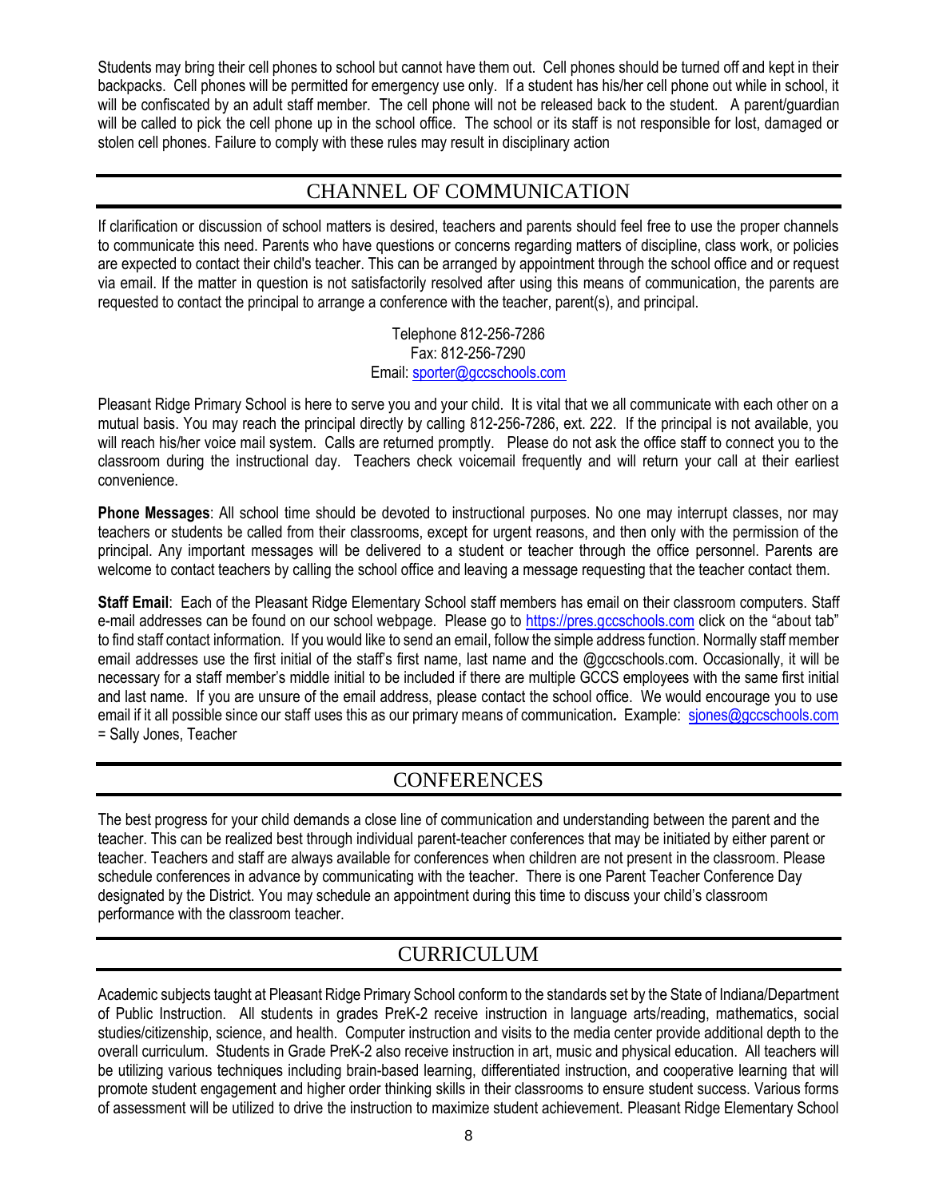Students may bring their cell phones to school but cannot have them out. Cell phones should be turned off and kept in their backpacks. Cell phones will be permitted for emergency use only. If a student has his/her cell phone out while in school, it will be confiscated by an adult staff member. The cell phone will not be released back to the student. A parent/guardian will be called to pick the cell phone up in the school office. The school or its staff is not responsible for lost, damaged or stolen cell phones. Failure to comply with these rules may result in disciplinary action

## CHANNEL OF COMMUNICATION

If clarification or discussion of school matters is desired, teachers and parents should feel free to use the proper channels to communicate this need. Parents who have questions or concerns regarding matters of discipline, class work, or policies are expected to contact their child's teacher. This can be arranged by appointment through the school office and or request via email. If the matter in question is not satisfactorily resolved after using this means of communication, the parents are requested to contact the principal to arrange a conference with the teacher, parent(s), and principal.

Telephone 812-256-7286
Fax: 812-256-7290
Email: sporter@gccschools.com

Pleasant Ridge Primary School is here to serve you and your child. It is vital that we all communicate with each other on a mutual basis. You may reach the principal directly by calling 812-256-7286, ext. 222. If the principal is not available, you will reach his/her voice mail system. Calls are returned promptly. Please do not ask the office staff to connect you to the classroom during the instructional day. Teachers check voicemail frequently and will return your call at their earliest convenience.

**Phone Messages**: All school time should be devoted to instructional purposes. No one may interrupt classes, nor may teachers or students be called from their classrooms, except for urgent reasons, and then only with the permission of the principal. Any important messages will be delivered to a student or teacher through the office personnel. Parents are welcome to contact teachers by calling the school office and leaving a message requesting that the teacher contact them.

**Staff Email**: Each of the Pleasant Ridge Elementary School staff members has email on their classroom computers. Staff e-mail addresses can be found on our school webpage. Please go to https://pres.gccschools.com click on the "about tab" to find staff contact information. If you would like to send an email, follow the simple address function. Normally staff member email addresses use the first initial of the staff's first name, last name and the @gccschools.com. Occasionally, it will be necessary for a staff member's middle initial to be included if there are multiple GCCS employees with the same first initial and last name. If you are unsure of the email address, please contact the school office. We would encourage you to use email if it all possible since our staff uses this as our primary means of communication**.** Example: sjones@gccschools.com = Sally Jones, Teacher

## CONFERENCES

The best progress for your child demands a close line of communication and understanding between the parent and the teacher. This can be realized best through individual parent-teacher conferences that may be initiated by either parent or teacher. Teachers and staff are always available for conferences when children are not present in the classroom. Please schedule conferences in advance by communicating with the teacher. There is one Parent Teacher Conference Day designated by the District. You may schedule an appointment during this time to discuss your child's classroom performance with the classroom teacher.

## CURRICULUM

Academic subjects taught at Pleasant Ridge Primary School conform to the standards set by the State of Indiana/Department of Public Instruction. All students in grades PreK-2 receive instruction in language arts/reading, mathematics, social studies/citizenship, science, and health. Computer instruction and visits to the media center provide additional depth to the overall curriculum. Students in Grade PreK-2 also receive instruction in art, music and physical education. All teachers will be utilizing various techniques including brain-based learning, differentiated instruction, and cooperative learning that will promote student engagement and higher order thinking skills in their classrooms to ensure student success. Various forms of assessment will be utilized to drive the instruction to maximize student achievement. Pleasant Ridge Elementary School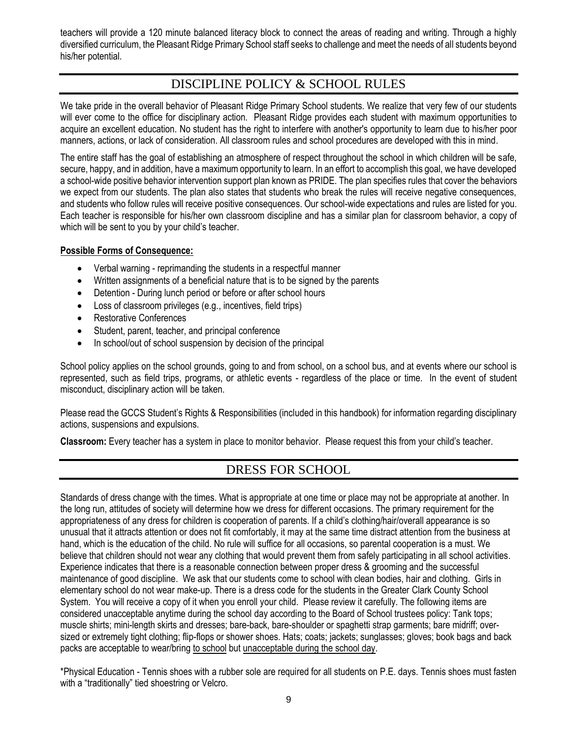teachers will provide a 120 minute balanced literacy block to connect the areas of reading and writing. Through a highly diversified curriculum, the Pleasant Ridge Primary School staff seeks to challenge and meet the needs of all students beyond his/her potential.

## DISCIPLINE POLICY & SCHOOL RULES

We take pride in the overall behavior of Pleasant Ridge Primary School students. We realize that very few of our students will ever come to the office for disciplinary action. Pleasant Ridge provides each student with maximum opportunities to acquire an excellent education. No student has the right to interfere with another's opportunity to learn due to his/her poor manners, actions, or lack of consideration. All classroom rules and school procedures are developed with this in mind.

The entire staff has the goal of establishing an atmosphere of respect throughout the school in which children will be safe, secure, happy, and in addition, have a maximum opportunity to learn. In an effort to accomplish this goal, we have developed a school-wide positive behavior intervention support plan known as PRIDE. The plan specifies rules that cover the behaviors we expect from our students. The plan also states that students who break the rules will receive negative consequences, and students who follow rules will receive positive consequences. Our school-wide expectations and rules are listed for you. Each teacher is responsible for his/her own classroom discipline and has a similar plan for classroom behavior, a copy of which will be sent to you by your child's teacher.

**Possible Forms of Consequence:**

- Verbal warning - reprimanding the students in a respectful manner
- Written assignments of a beneficial nature that is to be signed by the parents
- Detention - During lunch period or before or after school hours
- Loss of classroom privileges (e.g., incentives, field trips)
- Restorative Conferences
- Student, parent, teacher, and principal conference
- In school/out of school suspension by decision of the principal

School policy applies on the school grounds, going to and from school, on a school bus, and at events where our school is represented, such as field trips, programs, or athletic events - regardless of the place or time. In the event of student misconduct, disciplinary action will be taken.

Please read the GCCS Student's Rights & Responsibilities (included in this handbook) for information regarding disciplinary actions, suspensions and expulsions.

**Classroom:** Every teacher has a system in place to monitor behavior. Please request this from your child's teacher.

## DRESS FOR SCHOOL

Standards of dress change with the times. What is appropriate at one time or place may not be appropriate at another. In the long run, attitudes of society will determine how we dress for different occasions. The primary requirement for the appropriateness of any dress for children is cooperation of parents. If a child's clothing/hair/overall appearance is so unusual that it attracts attention or does not fit comfortably, it may at the same time distract attention from the business at hand, which is the education of the child. No rule will suffice for all occasions, so parental cooperation is a must. We believe that children should not wear any clothing that would prevent them from safely participating in all school activities. Experience indicates that there is a reasonable connection between proper dress & grooming and the successful maintenance of good discipline. We ask that our students come to school with clean bodies, hair and clothing. Girls in elementary school do not wear make-up. There is a dress code for the students in the Greater Clark County School System. You will receive a copy of it when you enroll your child. Please review it carefully. The following items are considered unacceptable anytime during the school day according to the Board of School trustees policy: Tank tops; muscle shirts; mini-length skirts and dresses; bare-back, bare-shoulder or spaghetti strap garments; bare midriff; over-sized or extremely tight clothing; flip-flops or shower shoes. Hats; coats; jackets; sunglasses; gloves; book bags and back packs are acceptable to wear/bring <u>to school</u> but <u>unacceptable during the school day</u>.

*Physical Education - Tennis shoes with a rubber sole are required for all students on P.E. days. Tennis shoes must fasten with a "traditionally" tied shoestring or Velcro.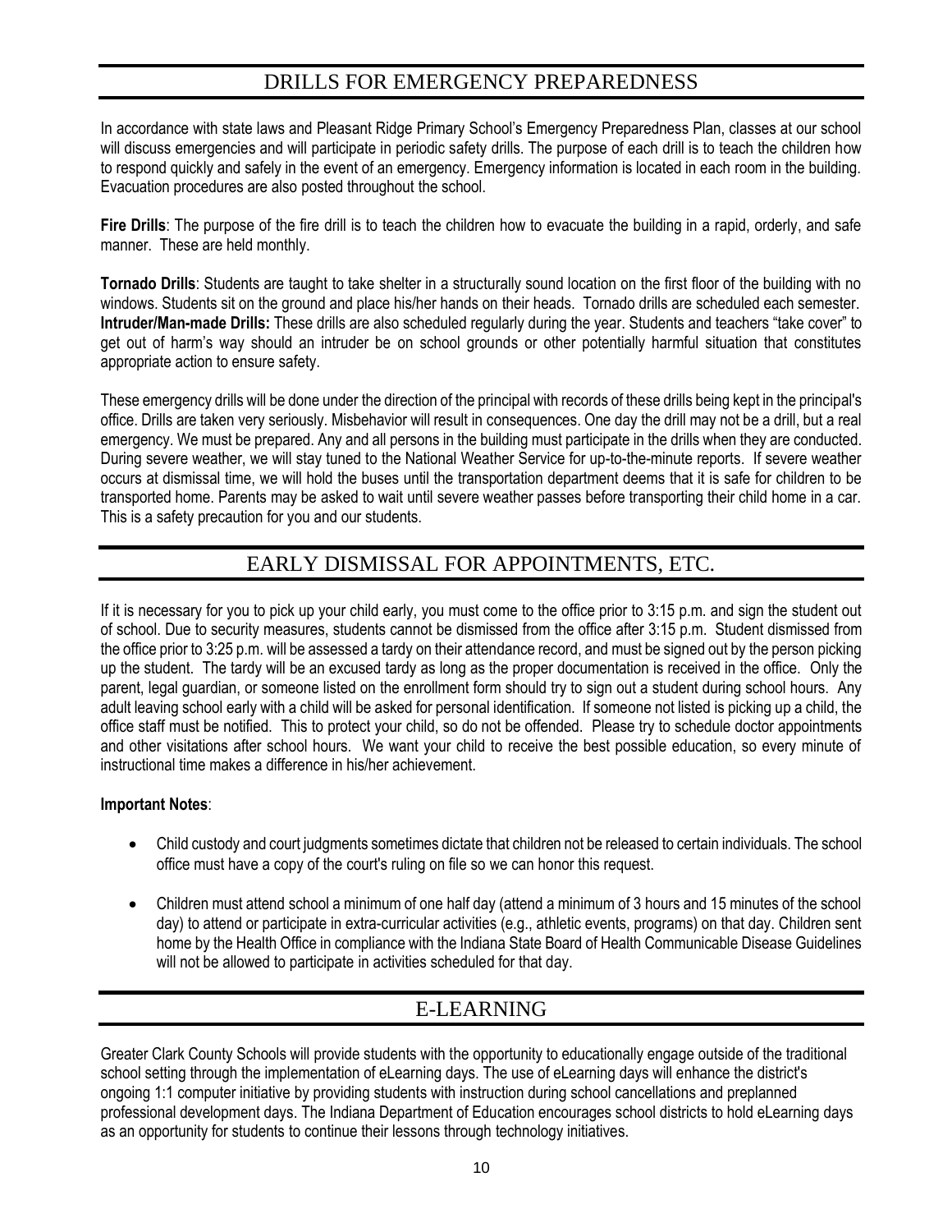## DRILLS FOR EMERGENCY PREPAREDNESS

In accordance with state laws and Pleasant Ridge Primary School's Emergency Preparedness Plan, classes at our school will discuss emergencies and will participate in periodic safety drills. The purpose of each drill is to teach the children how to respond quickly and safely in the event of an emergency. Emergency information is located in each room in the building. Evacuation procedures are also posted throughout the school.

**Fire Drills**: The purpose of the fire drill is to teach the children how to evacuate the building in a rapid, orderly, and safe manner. These are held monthly.

**Tornado Drills**: Students are taught to take shelter in a structurally sound location on the first floor of the building with no windows. Students sit on the ground and place his/her hands on their heads. Tornado drills are scheduled each semester.
**Intruder/Man-made Drills:** These drills are also scheduled regularly during the year. Students and teachers "take cover" to get out of harm's way should an intruder be on school grounds or other potentially harmful situation that constitutes appropriate action to ensure safety.

These emergency drills will be done under the direction of the principal with records of these drills being kept in the principal's office. Drills are taken very seriously. Misbehavior will result in consequences. One day the drill may not be a drill, but a real emergency. We must be prepared. Any and all persons in the building must participate in the drills when they are conducted. During severe weather, we will stay tuned to the National Weather Service for up-to-the-minute reports. If severe weather occurs at dismissal time, we will hold the buses until the transportation department deems that it is safe for children to be transported home. Parents may be asked to wait until severe weather passes before transporting their child home in a car. This is a safety precaution for you and our students.

## EARLY DISMISSAL FOR APPOINTMENTS, ETC.

If it is necessary for you to pick up your child early, you must come to the office prior to 3:15 p.m. and sign the student out of school. Due to security measures, students cannot be dismissed from the office after 3:15 p.m. Student dismissed from the office prior to 3:25 p.m. will be assessed a tardy on their attendance record, and must be signed out by the person picking up the student. The tardy will be an excused tardy as long as the proper documentation is received in the office. Only the parent, legal guardian, or someone listed on the enrollment form should try to sign out a student during school hours. Any adult leaving school early with a child will be asked for personal identification. If someone not listed is picking up a child, the office staff must be notified. This to protect your child, so do not be offended. Please try to schedule doctor appointments and other visitations after school hours. We want your child to receive the best possible education, so every minute of instructional time makes a difference in his/her achievement.

**Important Notes**:

- Child custody and court judgments sometimes dictate that children not be released to certain individuals. The school office must have a copy of the court's ruling on file so we can honor this request.
- Children must attend school a minimum of one half day (attend a minimum of 3 hours and 15 minutes of the school day) to attend or participate in extra-curricular activities (e.g., athletic events, programs) on that day. Children sent home by the Health Office in compliance with the Indiana State Board of Health Communicable Disease Guidelines will not be allowed to participate in activities scheduled for that day.

## E-LEARNING

Greater Clark County Schools will provide students with the opportunity to educationally engage outside of the traditional school setting through the implementation of eLearning days. The use of eLearning days will enhance the district's ongoing 1:1 computer initiative by providing students with instruction during school cancellations and preplanned professional development days. The Indiana Department of Education encourages school districts to hold eLearning days as an opportunity for students to continue their lessons through technology initiatives.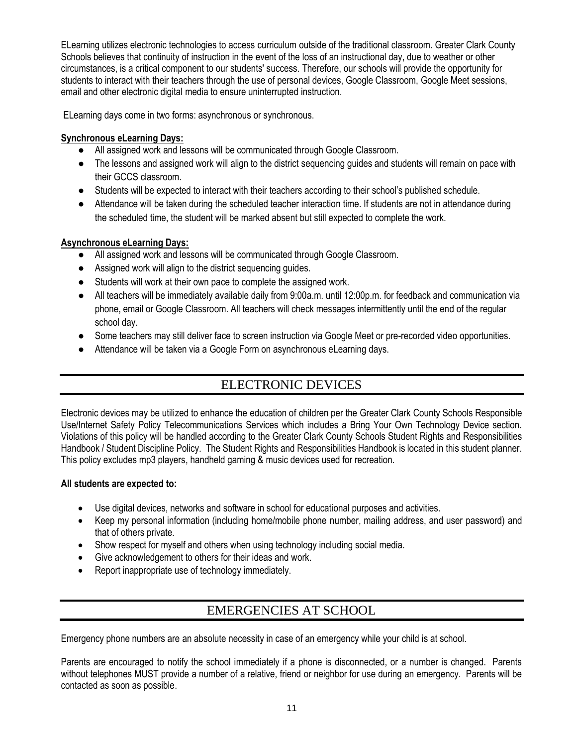ELearning utilizes electronic technologies to access curriculum outside of the traditional classroom. Greater Clark County Schools believes that continuity of instruction in the event of the loss of an instructional day, due to weather or other circumstances, is a critical component to our students' success. Therefore, our schools will provide the opportunity for students to interact with their teachers through the use of personal devices, Google Classroom, Google Meet sessions, email and other electronic digital media to ensure uninterrupted instruction.

ELearning days come in two forms: asynchronous or synchronous.

**Synchronous eLearning Days:**

- All assigned work and lessons will be communicated through Google Classroom.
- The lessons and assigned work will align to the district sequencing guides and students will remain on pace with their GCCS classroom.
- Students will be expected to interact with their teachers according to their school's published schedule.
- Attendance will be taken during the scheduled teacher interaction time. If students are not in attendance during the scheduled time, the student will be marked absent but still expected to complete the work.

**Asynchronous eLearning Days:**

- All assigned work and lessons will be communicated through Google Classroom.
- Assigned work will align to the district sequencing guides.
- Students will work at their own pace to complete the assigned work.
- All teachers will be immediately available daily from 9:00a.m. until 12:00p.m. for feedback and communication via phone, email or Google Classroom. All teachers will check messages intermittently until the end of the regular school day.
- Some teachers may still deliver face to screen instruction via Google Meet or pre-recorded video opportunities.
- Attendance will be taken via a Google Form on asynchronous eLearning days.

## ELECTRONIC DEVICES

Electronic devices may be utilized to enhance the education of children per the Greater Clark County Schools Responsible Use/Internet Safety Policy Telecommunications Services which includes a Bring Your Own Technology Device section. Violations of this policy will be handled according to the Greater Clark County Schools Student Rights and Responsibilities Handbook / Student Discipline Policy. The Student Rights and Responsibilities Handbook is located in this student planner. This policy excludes mp3 players, handheld gaming & music devices used for recreation.

**All students are expected to:**

- Use digital devices, networks and software in school for educational purposes and activities.
- Keep my personal information (including home/mobile phone number, mailing address, and user password) and that of others private.
- Show respect for myself and others when using technology including social media.
- Give acknowledgement to others for their ideas and work.
- Report inappropriate use of technology immediately.

## EMERGENCIES AT SCHOOL

Emergency phone numbers are an absolute necessity in case of an emergency while your child is at school.

Parents are encouraged to notify the school immediately if a phone is disconnected, or a number is changed. Parents without telephones MUST provide a number of a relative, friend or neighbor for use during an emergency. Parents will be contacted as soon as possible.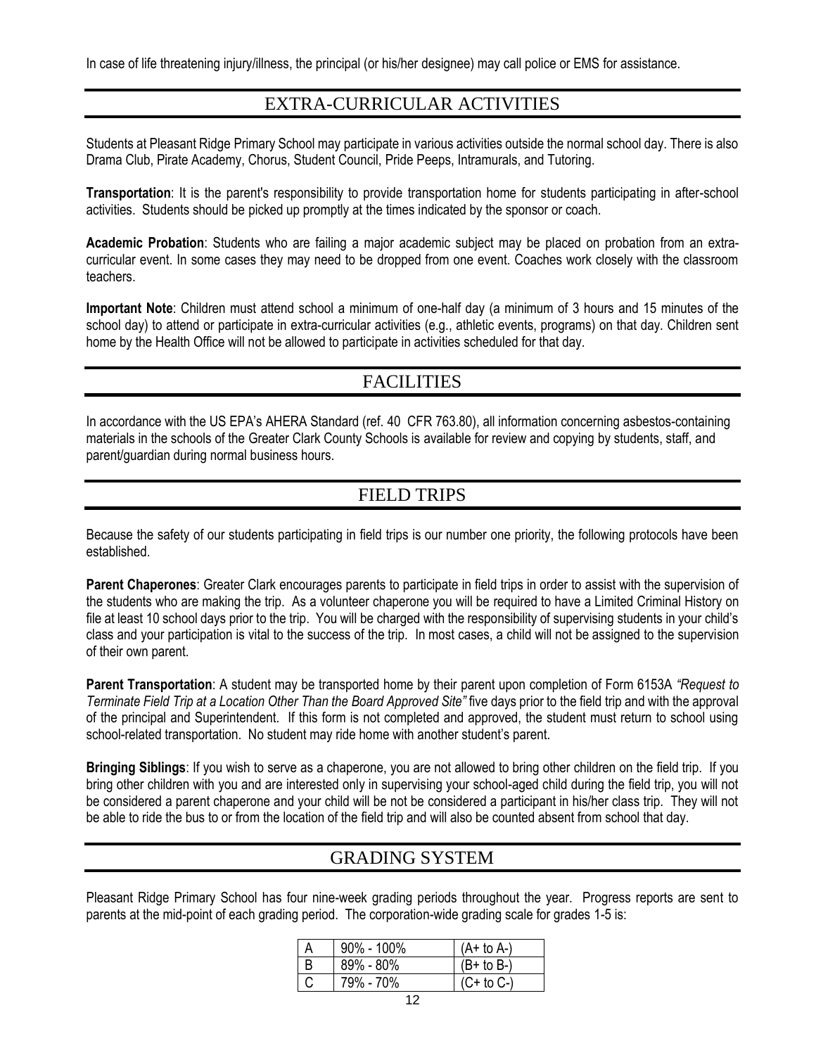In case of life threatening injury/illness, the principal (or his/her designee) may call police or EMS for assistance.

## EXTRA-CURRICULAR ACTIVITIES

Students at Pleasant Ridge Primary School may participate in various activities outside the normal school day. There is also Drama Club, Pirate Academy, Chorus, Student Council, Pride Peeps, Intramurals, and Tutoring.

**Transportation**: It is the parent's responsibility to provide transportation home for students participating in after-school activities. Students should be picked up promptly at the times indicated by the sponsor or coach.

**Academic Probation**: Students who are failing a major academic subject may be placed on probation from an extra-curricular event. In some cases they may need to be dropped from one event. Coaches work closely with the classroom teachers.

**Important Note**: Children must attend school a minimum of one-half day (a minimum of 3 hours and 15 minutes of the school day) to attend or participate in extra-curricular activities (e.g., athletic events, programs) on that day. Children sent home by the Health Office will not be allowed to participate in activities scheduled for that day.

## FACILITIES

In accordance with the US EPA's AHERA Standard (ref. 40 CFR 763.80), all information concerning asbestos-containing materials in the schools of the Greater Clark County Schools is available for review and copying by students, staff, and parent/guardian during normal business hours.

## FIELD TRIPS

Because the safety of our students participating in field trips is our number one priority, the following protocols have been established.

**Parent Chaperones**: Greater Clark encourages parents to participate in field trips in order to assist with the supervision of the students who are making the trip. As a volunteer chaperone you will be required to have a Limited Criminal History on file at least 10 school days prior to the trip. You will be charged with the responsibility of supervising students in your child's class and your participation is vital to the success of the trip. In most cases, a child will not be assigned to the supervision of their own parent.

**Parent Transportation**: A student may be transported home by their parent upon completion of Form 6153A *"Request to Terminate Field Trip at a Location Other Than the Board Approved Site"* five days prior to the field trip and with the approval of the principal and Superintendent. If this form is not completed and approved, the student must return to school using school-related transportation. No student may ride home with another student's parent.

**Bringing Siblings**: If you wish to serve as a chaperone, you are not allowed to bring other children on the field trip. If you bring other children with you and are interested only in supervising your school-aged child during the field trip, you will not be considered a parent chaperone and your child will be not be considered a participant in his/her class trip. They will not be able to ride the bus to or from the location of the field trip and will also be counted absent from school that day.

## GRADING SYSTEM

Pleasant Ridge Primary School has four nine-week grading periods throughout the year. Progress reports are sent to parents at the mid-point of each grading period. The corporation-wide grading scale for grades 1-5 is:

| | | |
|---|---|---|
| A | 90% - 100% | (A+ to A-) |
| B | 89% - 80% | (B+ to B-) |
| C | 79% - 70% | (C+ to C-) |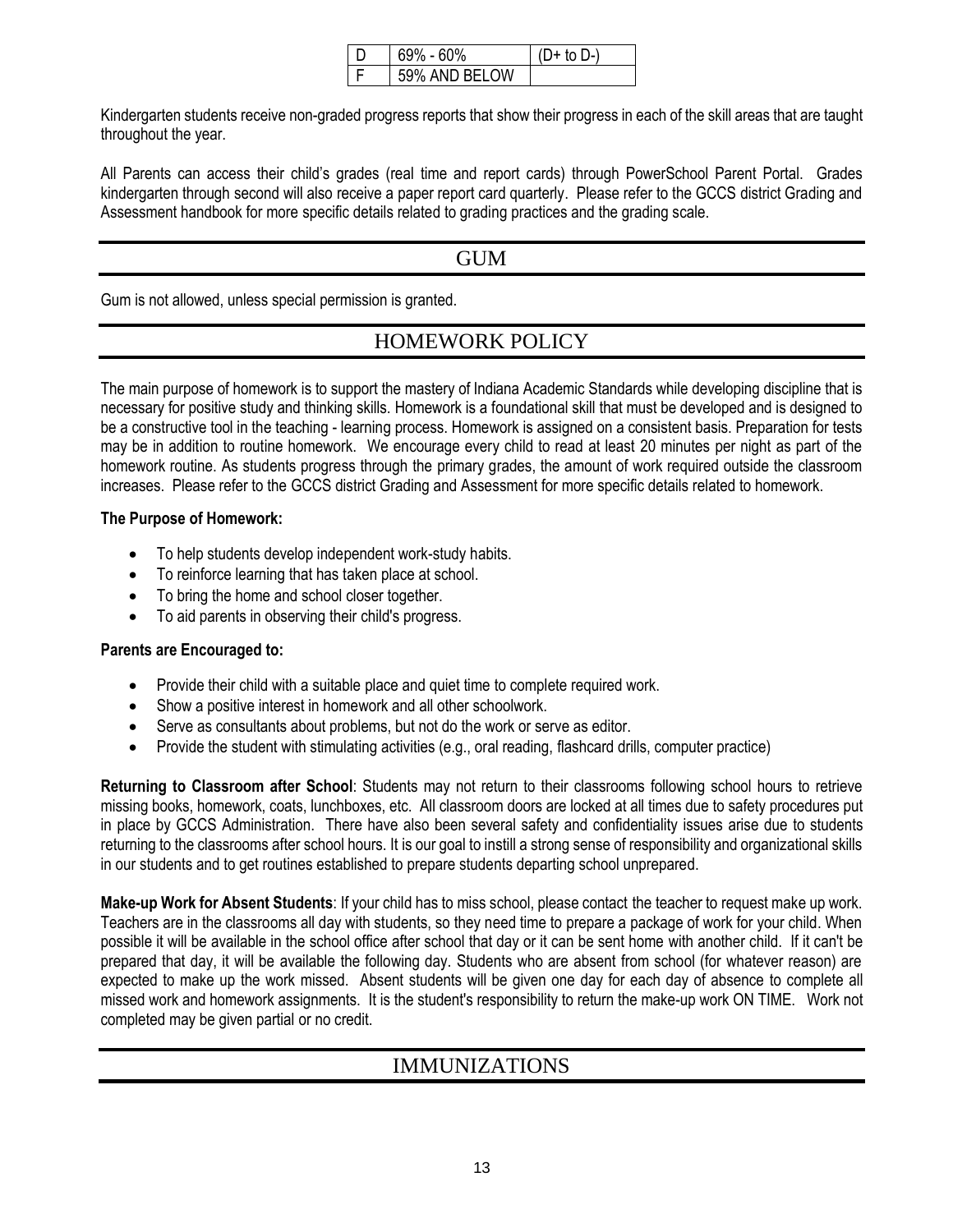| D | 69% - 60% | (D+ to D-) |
|---|---|---|
| F | 59% AND BELOW | |

Kindergarten students receive non-graded progress reports that show their progress in each of the skill areas that are taught throughout the year.

All Parents can access their child's grades (real time and report cards) through PowerSchool Parent Portal. Grades kindergarten through second will also receive a paper report card quarterly. Please refer to the GCCS district Grading and Assessment handbook for more specific details related to grading practices and the grading scale.

## GUM

Gum is not allowed, unless special permission is granted.

## HOMEWORK POLICY

The main purpose of homework is to support the mastery of Indiana Academic Standards while developing discipline that is necessary for positive study and thinking skills. Homework is a foundational skill that must be developed and is designed to be a constructive tool in the teaching - learning process. Homework is assigned on a consistent basis. Preparation for tests may be in addition to routine homework. We encourage every child to read at least 20 minutes per night as part of the homework routine. As students progress through the primary grades, the amount of work required outside the classroom increases. Please refer to the GCCS district Grading and Assessment for more specific details related to homework.

**The Purpose of Homework:**

- To help students develop independent work-study habits.
- To reinforce learning that has taken place at school.
- To bring the home and school closer together.
- To aid parents in observing their child's progress.

**Parents are Encouraged to:**

- Provide their child with a suitable place and quiet time to complete required work.
- Show a positive interest in homework and all other schoolwork.
- Serve as consultants about problems, but not do the work or serve as editor.
- Provide the student with stimulating activities (e.g., oral reading, flashcard drills, computer practice)

**Returning to Classroom after School**: Students may not return to their classrooms following school hours to retrieve missing books, homework, coats, lunchboxes, etc. All classroom doors are locked at all times due to safety procedures put in place by GCCS Administration. There have also been several safety and confidentiality issues arise due to students returning to the classrooms after school hours. It is our goal to instill a strong sense of responsibility and organizational skills in our students and to get routines established to prepare students departing school unprepared.

**Make-up Work for Absent Students**: If your child has to miss school, please contact the teacher to request make up work. Teachers are in the classrooms all day with students, so they need time to prepare a package of work for your child. When possible it will be available in the school office after school that day or it can be sent home with another child. If it can't be prepared that day, it will be available the following day. Students who are absent from school (for whatever reason) are expected to make up the work missed. Absent students will be given one day for each day of absence to complete all missed work and homework assignments. It is the student's responsibility to return the make-up work ON TIME. Work not completed may be given partial or no credit.

## IMMUNIZATIONS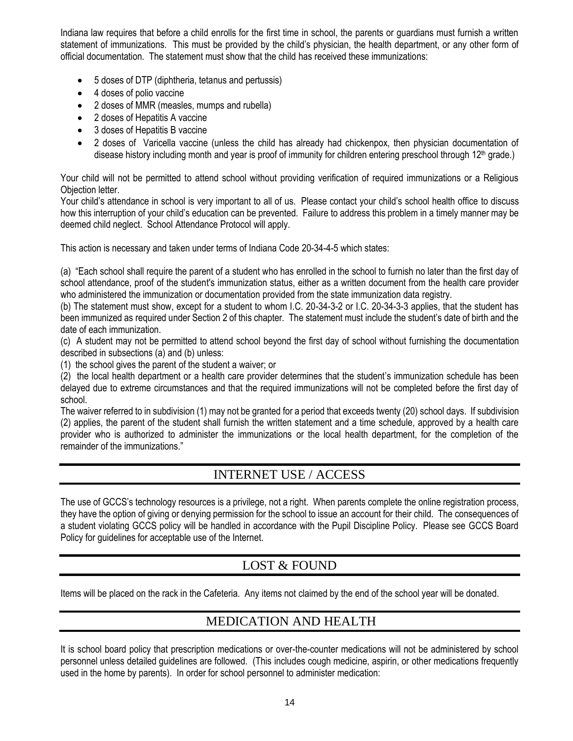Indiana law requires that before a child enrolls for the first time in school, the parents or guardians must furnish a written statement of immunizations. This must be provided by the child's physician, the health department, or any other form of official documentation. The statement must show that the child has received these immunizations:

- 5 doses of DTP (diphtheria, tetanus and pertussis)
- 4 doses of polio vaccine
- 2 doses of MMR (measles, mumps and rubella)
- 2 doses of Hepatitis A vaccine
- 3 doses of Hepatitis B vaccine
- 2 doses of Varicella vaccine (unless the child has already had chickenpox, then physician documentation of disease history including month and year is proof of immunity for children entering preschool through 12th grade.)

Your child will not be permitted to attend school without providing verification of required immunizations or a Religious Objection letter.

Your child's attendance in school is very important to all of us. Please contact your child's school health office to discuss how this interruption of your child's education can be prevented. Failure to address this problem in a timely manner may be deemed child neglect. School Attendance Protocol will apply.

This action is necessary and taken under terms of Indiana Code 20-34-4-5 which states:

(a) "Each school shall require the parent of a student who has enrolled in the school to furnish no later than the first day of school attendance, proof of the student's immunization status, either as a written document from the health care provider who administered the immunization or documentation provided from the state immunization data registry.

(b) The statement must show, except for a student to whom I.C. 20-34-3-2 or I.C. 20-34-3-3 applies, that the student has been immunized as required under Section 2 of this chapter. The statement must include the student's date of birth and the date of each immunization.

(c) A student may not be permitted to attend school beyond the first day of school without furnishing the documentation described in subsections (a) and (b) unless:

(1) the school gives the parent of the student a waiver; or

(2) the local health department or a health care provider determines that the student's immunization schedule has been delayed due to extreme circumstances and that the required immunizations will not be completed before the first day of school.

The waiver referred to in subdivision (1) may not be granted for a period that exceeds twenty (20) school days. If subdivision (2) applies, the parent of the student shall furnish the written statement and a time schedule, approved by a health care provider who is authorized to administer the immunizations or the local health department, for the completion of the remainder of the immunizations."

## INTERNET USE / ACCESS

The use of GCCS's technology resources is a privilege, not a right. When parents complete the online registration process, they have the option of giving or denying permission for the school to issue an account for their child. The consequences of a student violating GCCS policy will be handled in accordance with the Pupil Discipline Policy. Please see GCCS Board Policy for guidelines for acceptable use of the Internet.

## LOST & FOUND

Items will be placed on the rack in the Cafeteria. Any items not claimed by the end of the school year will be donated.

## MEDICATION AND HEALTH

It is school board policy that prescription medications or over-the-counter medications will not be administered by school personnel unless detailed guidelines are followed. (This includes cough medicine, aspirin, or other medications frequently used in the home by parents). In order for school personnel to administer medication: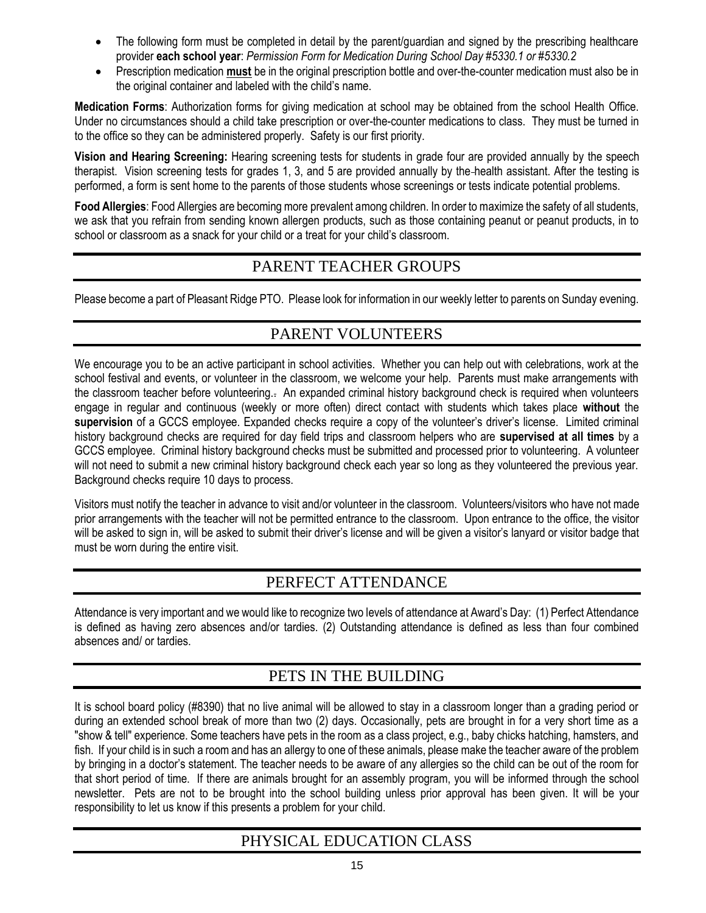- The following form must be completed in detail by the parent/guardian and signed by the prescribing healthcare provider **each school year**: *Permission Form for Medication During School Day #5330.1 or #5330.2*
- Prescription medication **must** be in the original prescription bottle and over-the-counter medication must also be in the original container and labeled with the child's name.

**Medication Forms**: Authorization forms for giving medication at school may be obtained from the school Health Office. Under no circumstances should a child take prescription or over-the-counter medications to class. They must be turned in to the office so they can be administered properly. Safety is our first priority.

**Vision and Hearing Screening:** Hearing screening tests for students in grade four are provided annually by the speech therapist. Vision screening tests for grades 1, 3, and 5 are provided annually by the health assistant. After the testing is performed, a form is sent home to the parents of those students whose screenings or tests indicate potential problems.

**Food Allergies**: Food Allergies are becoming more prevalent among children. In order to maximize the safety of all students, we ask that you refrain from sending known allergen products, such as those containing peanut or peanut products, in to school or classroom as a snack for your child or a treat for your child's classroom.

## PARENT TEACHER GROUPS

Please become a part of Pleasant Ridge PTO. Please look for information in our weekly letter to parents on Sunday evening.

## PARENT VOLUNTEERS

We encourage you to be an active participant in school activities. Whether you can help out with celebrations, work at the school festival and events, or volunteer in the classroom, we welcome your help. Parents must make arrangements with the classroom teacher before volunteering. An expanded criminal history background check is required when volunteers engage in regular and continuous (weekly or more often) direct contact with students which takes place **without** the **supervision** of a GCCS employee. Expanded checks require a copy of the volunteer's driver's license. Limited criminal history background checks are required for day field trips and classroom helpers who are **supervised at all times** by a GCCS employee. Criminal history background checks must be submitted and processed prior to volunteering. A volunteer will not need to submit a new criminal history background check each year so long as they volunteered the previous year. Background checks require 10 days to process.

Visitors must notify the teacher in advance to visit and/or volunteer in the classroom. Volunteers/visitors who have not made prior arrangements with the teacher will not be permitted entrance to the classroom. Upon entrance to the office, the visitor will be asked to sign in, will be asked to submit their driver's license and will be given a visitor's lanyard or visitor badge that must be worn during the entire visit.

## PERFECT ATTENDANCE

Attendance is very important and we would like to recognize two levels of attendance at Award's Day: (1) Perfect Attendance is defined as having zero absences and/or tardies. (2) Outstanding attendance is defined as less than four combined absences and/ or tardies.

## PETS IN THE BUILDING

It is school board policy (#8390) that no live animal will be allowed to stay in a classroom longer than a grading period or during an extended school break of more than two (2) days. Occasionally, pets are brought in for a very short time as a "show & tell" experience. Some teachers have pets in the room as a class project, e.g., baby chicks hatching, hamsters, and fish. If your child is in such a room and has an allergy to one of these animals, please make the teacher aware of the problem by bringing in a doctor's statement. The teacher needs to be aware of any allergies so the child can be out of the room for that short period of time. If there are animals brought for an assembly program, you will be informed through the school newsletter. Pets are not to be brought into the school building unless prior approval has been given. It will be your responsibility to let us know if this presents a problem for your child.

## PHYSICAL EDUCATION CLASS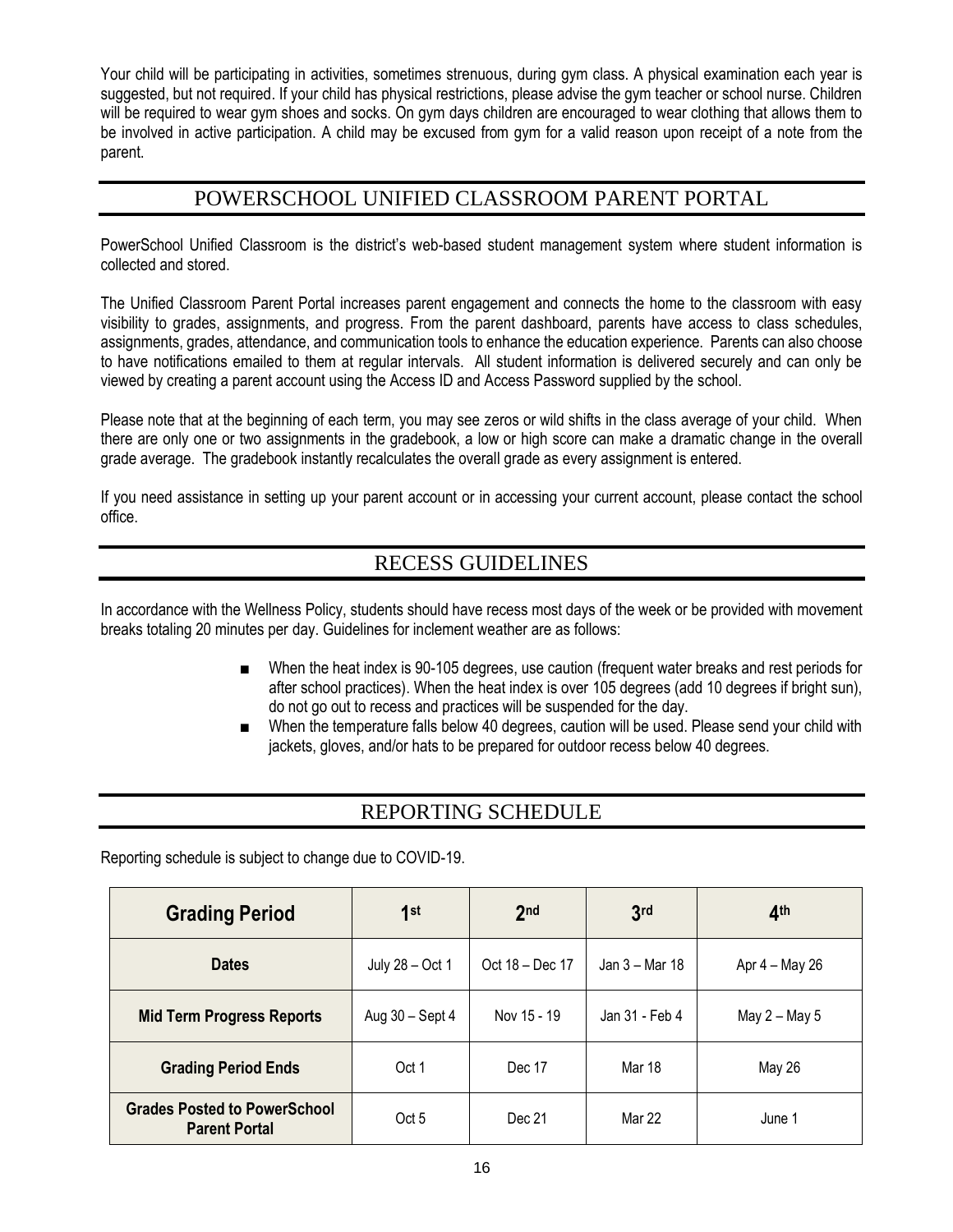Your child will be participating in activities, sometimes strenuous, during gym class. A physical examination each year is suggested, but not required. If your child has physical restrictions, please advise the gym teacher or school nurse. Children will be required to wear gym shoes and socks. On gym days children are encouraged to wear clothing that allows them to be involved in active participation. A child may be excused from gym for a valid reason upon receipt of a note from the parent.

## POWERSCHOOL UNIFIED CLASSROOM PARENT PORTAL

PowerSchool Unified Classroom is the district's web-based student management system where student information is collected and stored.

The Unified Classroom Parent Portal increases parent engagement and connects the home to the classroom with easy visibility to grades, assignments, and progress. From the parent dashboard, parents have access to class schedules, assignments, grades, attendance, and communication tools to enhance the education experience. Parents can also choose to have notifications emailed to them at regular intervals. All student information is delivered securely and can only be viewed by creating a parent account using the Access ID and Access Password supplied by the school.

Please note that at the beginning of each term, you may see zeros or wild shifts in the class average of your child. When there are only one or two assignments in the gradebook, a low or high score can make a dramatic change in the overall grade average. The gradebook instantly recalculates the overall grade as every assignment is entered.

If you need assistance in setting up your parent account or in accessing your current account, please contact the school office.

## RECESS GUIDELINES

In accordance with the Wellness Policy, students should have recess most days of the week or be provided with movement breaks totaling 20 minutes per day. Guidelines for inclement weather are as follows:

- When the heat index is 90-105 degrees, use caution (frequent water breaks and rest periods for after school practices). When the heat index is over 105 degrees (add 10 degrees if bright sun), do not go out to recess and practices will be suspended for the day.
- When the temperature falls below 40 degrees, caution will be used. Please send your child with jackets, gloves, and/or hats to be prepared for outdoor recess below 40 degrees.

## REPORTING SCHEDULE

Reporting schedule is subject to change due to COVID-19.

| Grading Period | 1st | 2nd | 3rd | 4th |
|---|---|---|---|---|
| **Dates** | July 28 – Oct 1 | Oct 18 – Dec 17 | Jan 3 – Mar 18 | Apr 4 – May 26 |
| **Mid Term Progress Reports** | Aug 30 – Sept 4 | Nov 15 - 19 | Jan 31 - Feb 4 | May 2 – May 5 |
| **Grading Period Ends** | Oct 1 | Dec 17 | Mar 18 | May 26 |
| **Grades Posted to PowerSchool Parent Portal** | Oct 5 | Dec 21 | Mar 22 | June 1 |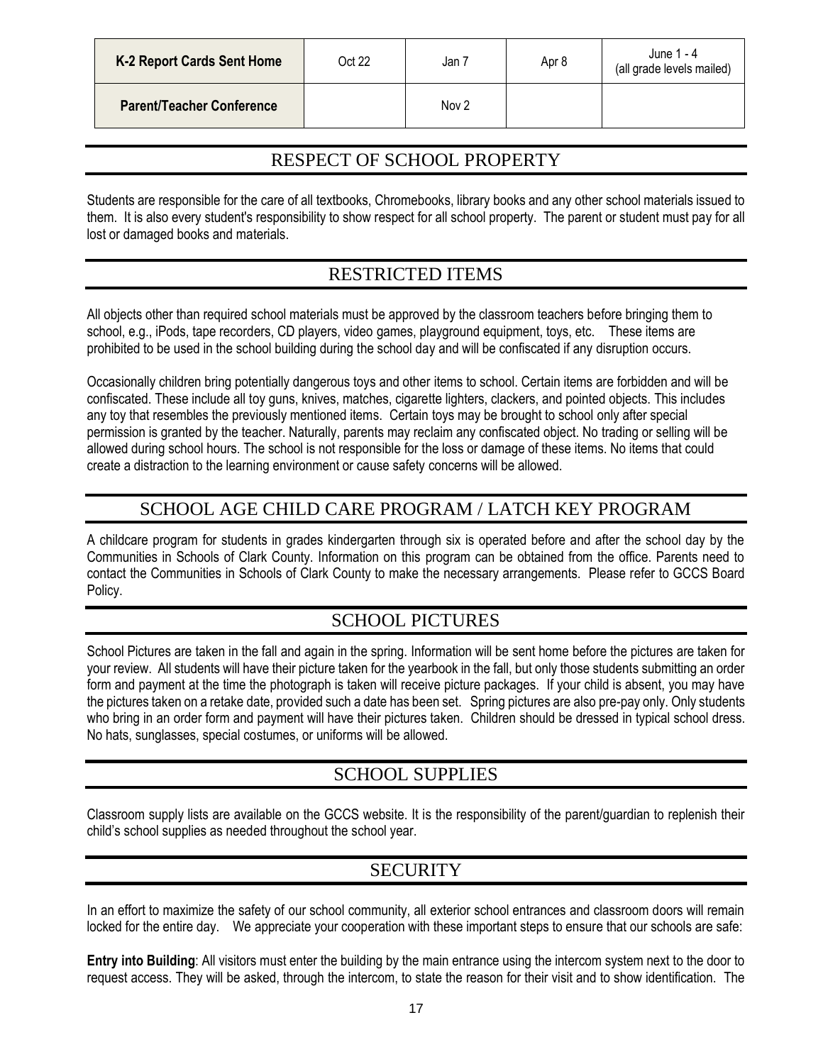| K-2 Report Cards Sent Home | Oct 22 | Jan 7 | Apr 8 | June 1 - 4 (all grade levels mailed) |
| --- | --- | --- | --- | --- |
| Parent/Teacher Conference | | Nov 2 | | |

## RESPECT OF SCHOOL PROPERTY

Students are responsible for the care of all textbooks, Chromebooks, library books and any other school materials issued to them. It is also every student's responsibility to show respect for all school property. The parent or student must pay for all lost or damaged books and materials.

## RESTRICTED ITEMS

All objects other than required school materials must be approved by the classroom teachers before bringing them to school, e.g., iPods, tape recorders, CD players, video games, playground equipment, toys, etc. These items are prohibited to be used in the school building during the school day and will be confiscated if any disruption occurs.

Occasionally children bring potentially dangerous toys and other items to school. Certain items are forbidden and will be confiscated. These include all toy guns, knives, matches, cigarette lighters, clackers, and pointed objects. This includes any toy that resembles the previously mentioned items. Certain toys may be brought to school only after special permission is granted by the teacher. Naturally, parents may reclaim any confiscated object. No trading or selling will be allowed during school hours. The school is not responsible for the loss or damage of these items. No items that could create a distraction to the learning environment or cause safety concerns will be allowed.

## SCHOOL AGE CHILD CARE PROGRAM / LATCH KEY PROGRAM

A childcare program for students in grades kindergarten through six is operated before and after the school day by the Communities in Schools of Clark County. Information on this program can be obtained from the office. Parents need to contact the Communities in Schools of Clark County to make the necessary arrangements. Please refer to GCCS Board Policy.

## SCHOOL PICTURES

School Pictures are taken in the fall and again in the spring. Information will be sent home before the pictures are taken for your review. All students will have their picture taken for the yearbook in the fall, but only those students submitting an order form and payment at the time the photograph is taken will receive picture packages. If your child is absent, you may have the pictures taken on a retake date, provided such a date has been set. Spring pictures are also pre-pay only. Only students who bring in an order form and payment will have their pictures taken. Children should be dressed in typical school dress. No hats, sunglasses, special costumes, or uniforms will be allowed.

## SCHOOL SUPPLIES

Classroom supply lists are available on the GCCS website. It is the responsibility of the parent/guardian to replenish their child's school supplies as needed throughout the school year.

## SECURITY

In an effort to maximize the safety of our school community, all exterior school entrances and classroom doors will remain locked for the entire day. We appreciate your cooperation with these important steps to ensure that our schools are safe:

**Entry into Building**: All visitors must enter the building by the main entrance using the intercom system next to the door to request access. They will be asked, through the intercom, to state the reason for their visit and to show identification. The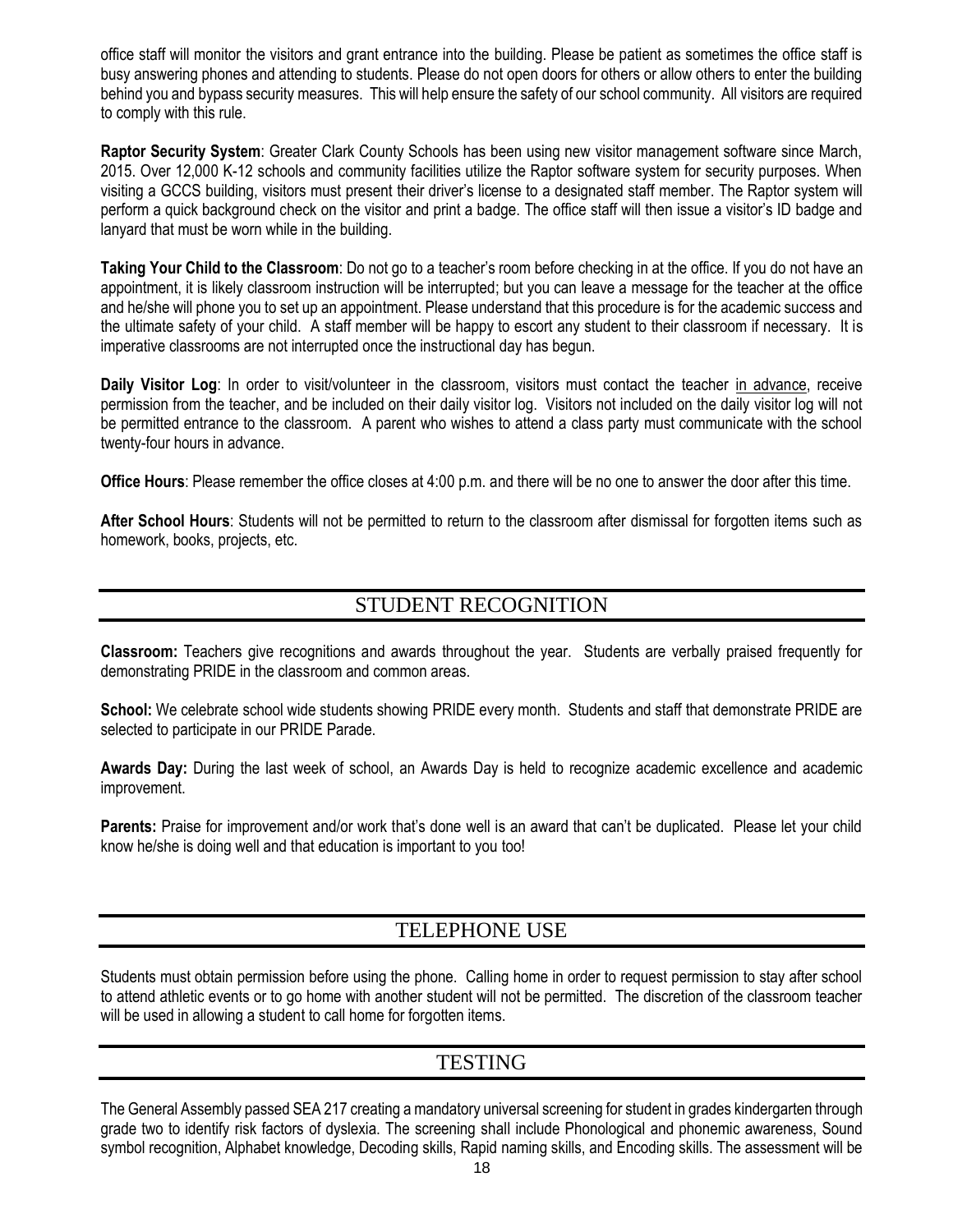office staff will monitor the visitors and grant entrance into the building. Please be patient as sometimes the office staff is busy answering phones and attending to students. Please do not open doors for others or allow others to enter the building behind you and bypass security measures. This will help ensure the safety of our school community. All visitors are required to comply with this rule.

**Raptor Security System**: Greater Clark County Schools has been using new visitor management software since March, 2015. Over 12,000 K-12 schools and community facilities utilize the Raptor software system for security purposes. When visiting a GCCS building, visitors must present their driver's license to a designated staff member. The Raptor system will perform a quick background check on the visitor and print a badge. The office staff will then issue a visitor's ID badge and lanyard that must be worn while in the building.

**Taking Your Child to the Classroom**: Do not go to a teacher's room before checking in at the office. If you do not have an appointment, it is likely classroom instruction will be interrupted; but you can leave a message for the teacher at the office and he/she will phone you to set up an appointment. Please understand that this procedure is for the academic success and the ultimate safety of your child. A staff member will be happy to escort any student to their classroom if necessary. It is imperative classrooms are not interrupted once the instructional day has begun.

**Daily Visitor Log**: In order to visit/volunteer in the classroom, visitors must contact the teacher in advance, receive permission from the teacher, and be included on their daily visitor log. Visitors not included on the daily visitor log will not be permitted entrance to the classroom. A parent who wishes to attend a class party must communicate with the school twenty-four hours in advance.

**Office Hours**: Please remember the office closes at 4:00 p.m. and there will be no one to answer the door after this time.

**After School Hours**: Students will not be permitted to return to the classroom after dismissal for forgotten items such as homework, books, projects, etc.

## STUDENT RECOGNITION

**Classroom:** Teachers give recognitions and awards throughout the year. Students are verbally praised frequently for demonstrating PRIDE in the classroom and common areas.

**School:** We celebrate school wide students showing PRIDE every month. Students and staff that demonstrate PRIDE are selected to participate in our PRIDE Parade.

**Awards Day:** During the last week of school, an Awards Day is held to recognize academic excellence and academic improvement.

**Parents:** Praise for improvement and/or work that's done well is an award that can't be duplicated. Please let your child know he/she is doing well and that education is important to you too!

## TELEPHONE USE

Students must obtain permission before using the phone. Calling home in order to request permission to stay after school to attend athletic events or to go home with another student will not be permitted. The discretion of the classroom teacher will be used in allowing a student to call home for forgotten items.

## TESTING

The General Assembly passed SEA 217 creating a mandatory universal screening for student in grades kindergarten through grade two to identify risk factors of dyslexia. The screening shall include Phonological and phonemic awareness, Sound symbol recognition, Alphabet knowledge, Decoding skills, Rapid naming skills, and Encoding skills. The assessment will be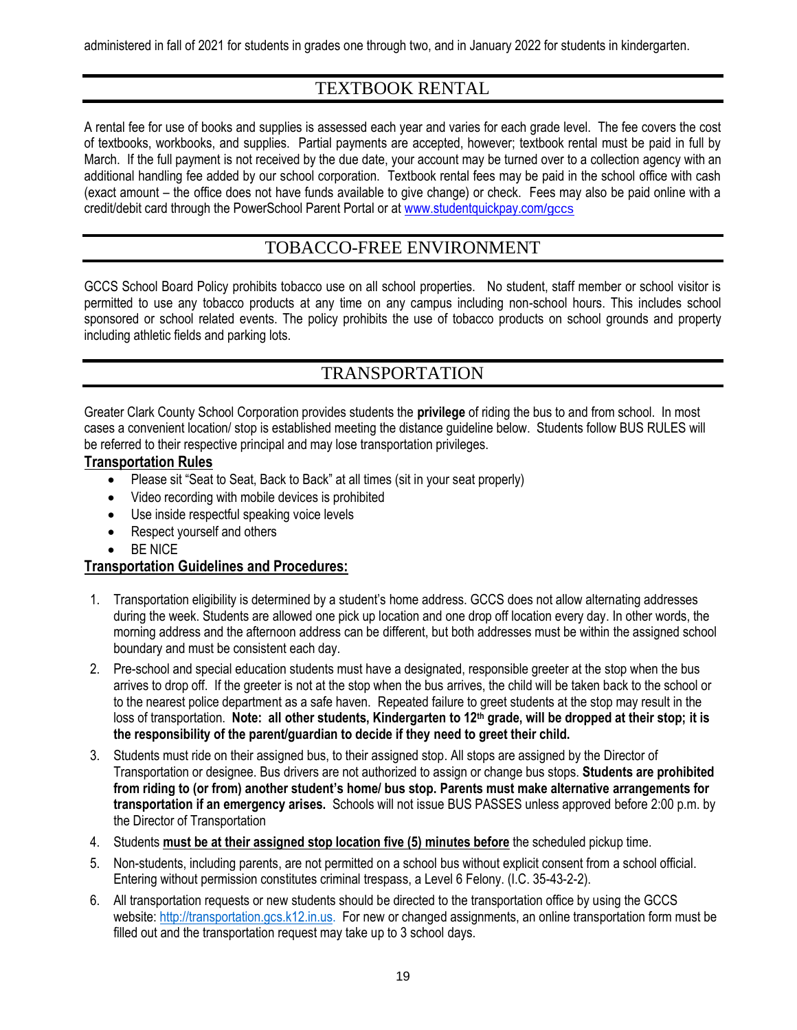administered in fall of 2021 for students in grades one through two, and in January 2022 for students in kindergarten.

## TEXTBOOK RENTAL

A rental fee for use of books and supplies is assessed each year and varies for each grade level. The fee covers the cost of textbooks, workbooks, and supplies. Partial payments are accepted, however; textbook rental must be paid in full by March. If the full payment is not received by the due date, your account may be turned over to a collection agency with an additional handling fee added by our school corporation. Textbook rental fees may be paid in the school office with cash (exact amount – the office does not have funds available to give change) or check. Fees may also be paid online with a credit/debit card through the PowerSchool Parent Portal or at [www.studentquickpay.com/gccs](www.studentquickpay.com/gccs)

## TOBACCO-FREE ENVIRONMENT

GCCS School Board Policy prohibits tobacco use on all school properties. No student, staff member or school visitor is permitted to use any tobacco products at any time on any campus including non-school hours. This includes school sponsored or school related events. The policy prohibits the use of tobacco products on school grounds and property including athletic fields and parking lots.

## TRANSPORTATION

Greater Clark County School Corporation provides students the **privilege** of riding the bus to and from school. In most cases a convenient location/ stop is established meeting the distance guideline below. Students follow BUS RULES will be referred to their respective principal and may lose transportation privileges.

**Transportation Rules**

- Please sit "Seat to Seat, Back to Back" at all times (sit in your seat properly)
- Video recording with mobile devices is prohibited
- Use inside respectful speaking voice levels
- Respect yourself and others
- BE NICE

**Transportation Guidelines and Procedures:**

1. Transportation eligibility is determined by a student's home address. GCCS does not allow alternating addresses during the week. Students are allowed one pick up location and one drop off location every day. In other words, the morning address and the afternoon address can be different, but both addresses must be within the assigned school boundary and must be consistent each day.
2. Pre-school and special education students must have a designated, responsible greeter at the stop when the bus arrives to drop off. If the greeter is not at the stop when the bus arrives, the child will be taken back to the school or to the nearest police department as a safe haven. Repeated failure to greet students at the stop may result in the loss of transportation. **Note: all other students, Kindergarten to 12th grade, will be dropped at their stop; it is the responsibility of the parent/guardian to decide if they need to greet their child.**
3. Students must ride on their assigned bus, to their assigned stop. All stops are assigned by the Director of Transportation or designee. Bus drivers are not authorized to assign or change bus stops. **Students are prohibited from riding to (or from) another student's home/ bus stop. Parents must make alternative arrangements for transportation if an emergency arises.** Schools will not issue BUS PASSES unless approved before 2:00 p.m. by the Director of Transportation
4. Students **must be at their assigned stop location five (5) minutes before** the scheduled pickup time.
5. Non-students, including parents, are not permitted on a school bus without explicit consent from a school official. Entering without permission constitutes criminal trespass, a Level 6 Felony. (I.C. 35-43-2-2).
6. All transportation requests or new students should be directed to the transportation office by using the GCCS website: [http://transportation.gcs.k12.in.us.](http://transportation.gcs.k12.in.us) For new or changed assignments, an online transportation form must be filled out and the transportation request may take up to 3 school days.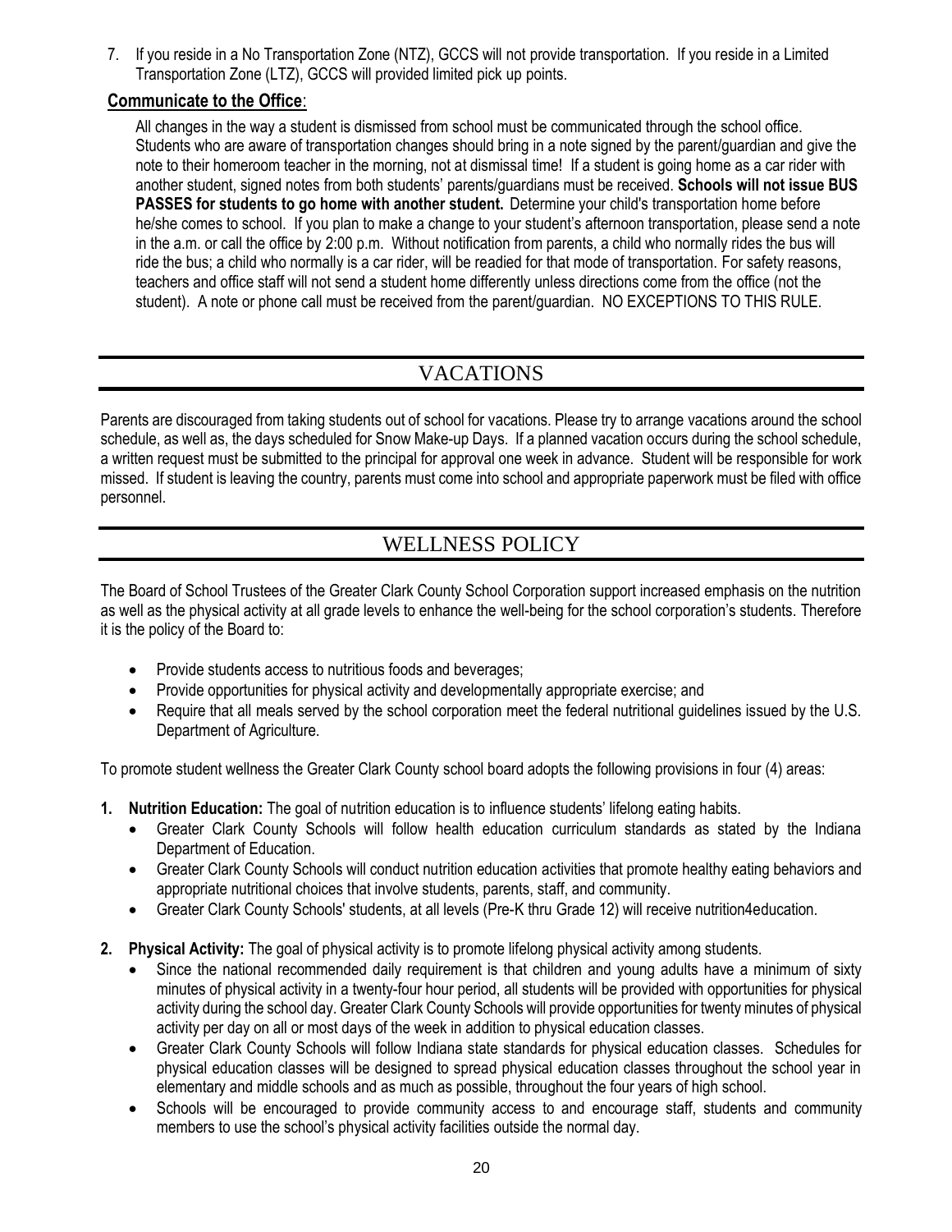7. If you reside in a No Transportation Zone (NTZ), GCCS will not provide transportation. If you reside in a Limited Transportation Zone (LTZ), GCCS will provided limited pick up points.

**Communicate to the Office**:

All changes in the way a student is dismissed from school must be communicated through the school office. Students who are aware of transportation changes should bring in a note signed by the parent/guardian and give the note to their homeroom teacher in the morning, not at dismissal time! If a student is going home as a car rider with another student, signed notes from both students' parents/guardians must be received. **Schools will not issue BUS PASSES for students to go home with another student.** Determine your child's transportation home before he/she comes to school. If you plan to make a change to your student's afternoon transportation, please send a note in the a.m. or call the office by 2:00 p.m. Without notification from parents, a child who normally rides the bus will ride the bus; a child who normally is a car rider, will be readied for that mode of transportation. For safety reasons, teachers and office staff will not send a student home differently unless directions come from the office (not the student). A note or phone call must be received from the parent/guardian. NO EXCEPTIONS TO THIS RULE.

# VACATIONS

Parents are discouraged from taking students out of school for vacations. Please try to arrange vacations around the school schedule, as well as, the days scheduled for Snow Make-up Days. If a planned vacation occurs during the school schedule, a written request must be submitted to the principal for approval one week in advance. Student will be responsible for work missed. If student is leaving the country, parents must come into school and appropriate paperwork must be filed with office personnel.

# WELLNESS POLICY

The Board of School Trustees of the Greater Clark County School Corporation support increased emphasis on the nutrition as well as the physical activity at all grade levels to enhance the well-being for the school corporation's students. Therefore it is the policy of the Board to:

- Provide students access to nutritious foods and beverages;
- Provide opportunities for physical activity and developmentally appropriate exercise; and
- Require that all meals served by the school corporation meet the federal nutritional guidelines issued by the U.S. Department of Agriculture.

To promote student wellness the Greater Clark County school board adopts the following provisions in four (4) areas:

1. **Nutrition Education:** The goal of nutrition education is to influence students' lifelong eating habits.
    - Greater Clark County Schools will follow health education curriculum standards as stated by the Indiana Department of Education.
    - Greater Clark County Schools will conduct nutrition education activities that promote healthy eating behaviors and appropriate nutritional choices that involve students, parents, staff, and community.
    - Greater Clark County Schools' students, at all levels (Pre-K thru Grade 12) will receive nutrition4education.

2. **Physical Activity:** The goal of physical activity is to promote lifelong physical activity among students.
    - Since the national recommended daily requirement is that children and young adults have a minimum of sixty minutes of physical activity in a twenty-four hour period, all students will be provided with opportunities for physical activity during the school day. Greater Clark County Schools will provide opportunities for twenty minutes of physical activity per day on all or most days of the week in addition to physical education classes.
    - Greater Clark County Schools will follow Indiana state standards for physical education classes. Schedules for physical education classes will be designed to spread physical education classes throughout the school year in elementary and middle schools and as much as possible, throughout the four years of high school.
    - Schools will be encouraged to provide community access to and encourage staff, students and community members to use the school's physical activity facilities outside the normal day.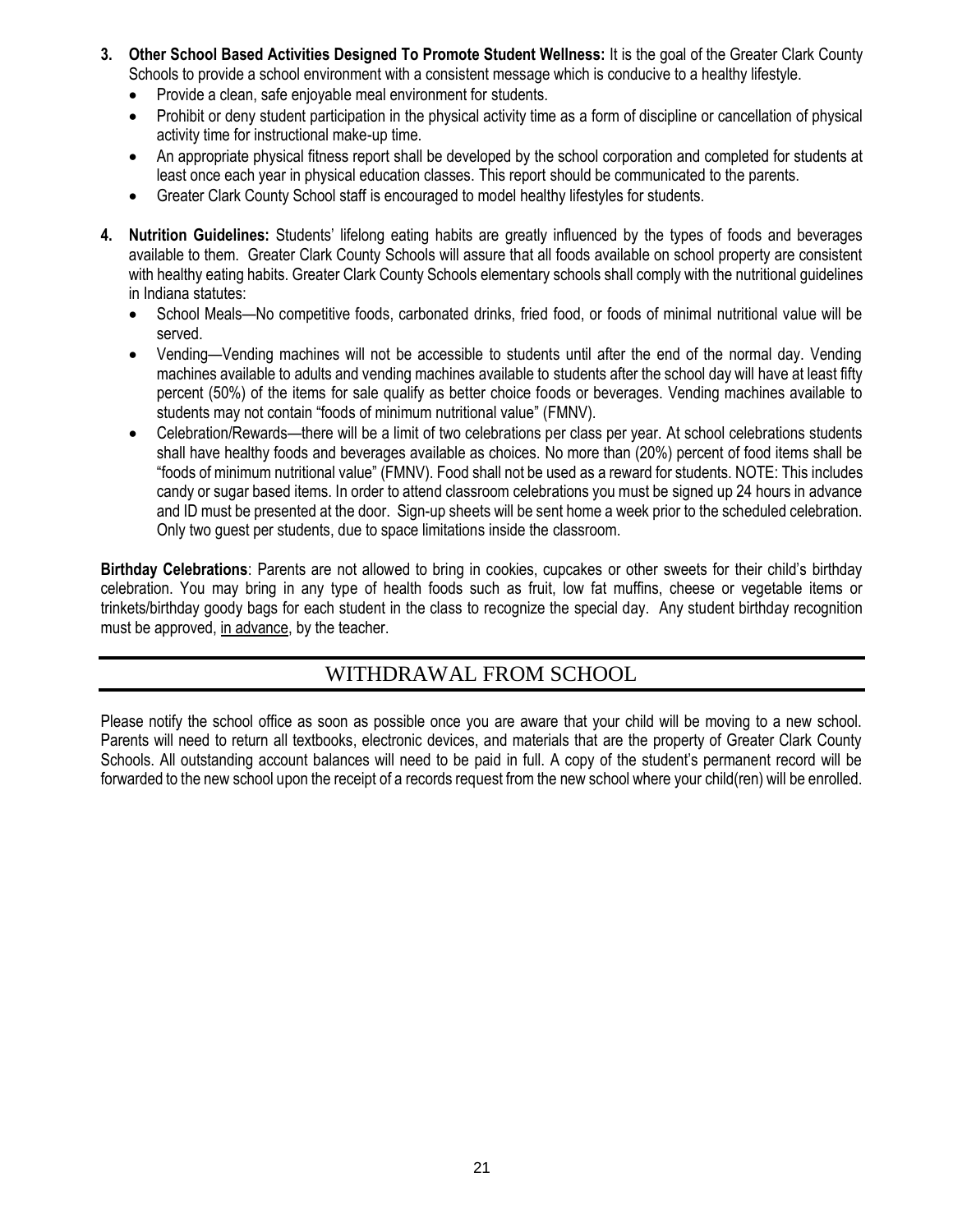3. **Other School Based Activities Designed To Promote Student Wellness:** It is the goal of the Greater Clark County Schools to provide a school environment with a consistent message which is conducive to a healthy lifestyle.
   - Provide a clean, safe enjoyable meal environment for students.
   - Prohibit or deny student participation in the physical activity time as a form of discipline or cancellation of physical activity time for instructional make-up time.
   - An appropriate physical fitness report shall be developed by the school corporation and completed for students at least once each year in physical education classes. This report should be communicated to the parents.
   - Greater Clark County School staff is encouraged to model healthy lifestyles for students.

4. **Nutrition Guidelines:** Students' lifelong eating habits are greatly influenced by the types of foods and beverages available to them. Greater Clark County Schools will assure that all foods available on school property are consistent with healthy eating habits. Greater Clark County Schools elementary schools shall comply with the nutritional guidelines in Indiana statutes:
   - School Meals—No competitive foods, carbonated drinks, fried food, or foods of minimal nutritional value will be served.
   - Vending—Vending machines will not be accessible to students until after the end of the normal day. Vending machines available to adults and vending machines available to students after the school day will have at least fifty percent (50%) of the items for sale qualify as better choice foods or beverages. Vending machines available to students may not contain "foods of minimum nutritional value" (FMNV).
   - Celebration/Rewards—there will be a limit of two celebrations per class per year. At school celebrations students shall have healthy foods and beverages available as choices. No more than (20%) percent of food items shall be "foods of minimum nutritional value" (FMNV). Food shall not be used as a reward for students. NOTE: This includes candy or sugar based items. In order to attend classroom celebrations you must be signed up 24 hours in advance and ID must be presented at the door. Sign-up sheets will be sent home a week prior to the scheduled celebration. Only two guest per students, due to space limitations inside the classroom.

**Birthday Celebrations**: Parents are not allowed to bring in cookies, cupcakes or other sweets for their child's birthday celebration. You may bring in any type of health foods such as fruit, low fat muffins, cheese or vegetable items or trinkets/birthday goody bags for each student in the class to recognize the special day. Any student birthday recognition must be approved, in advance, by the teacher.

## WITHDRAWAL FROM SCHOOL

Please notify the school office as soon as possible once you are aware that your child will be moving to a new school. Parents will need to return all textbooks, electronic devices, and materials that are the property of Greater Clark County Schools. All outstanding account balances will need to be paid in full. A copy of the student's permanent record will be forwarded to the new school upon the receipt of a records request from the new school where your child(ren) will be enrolled.